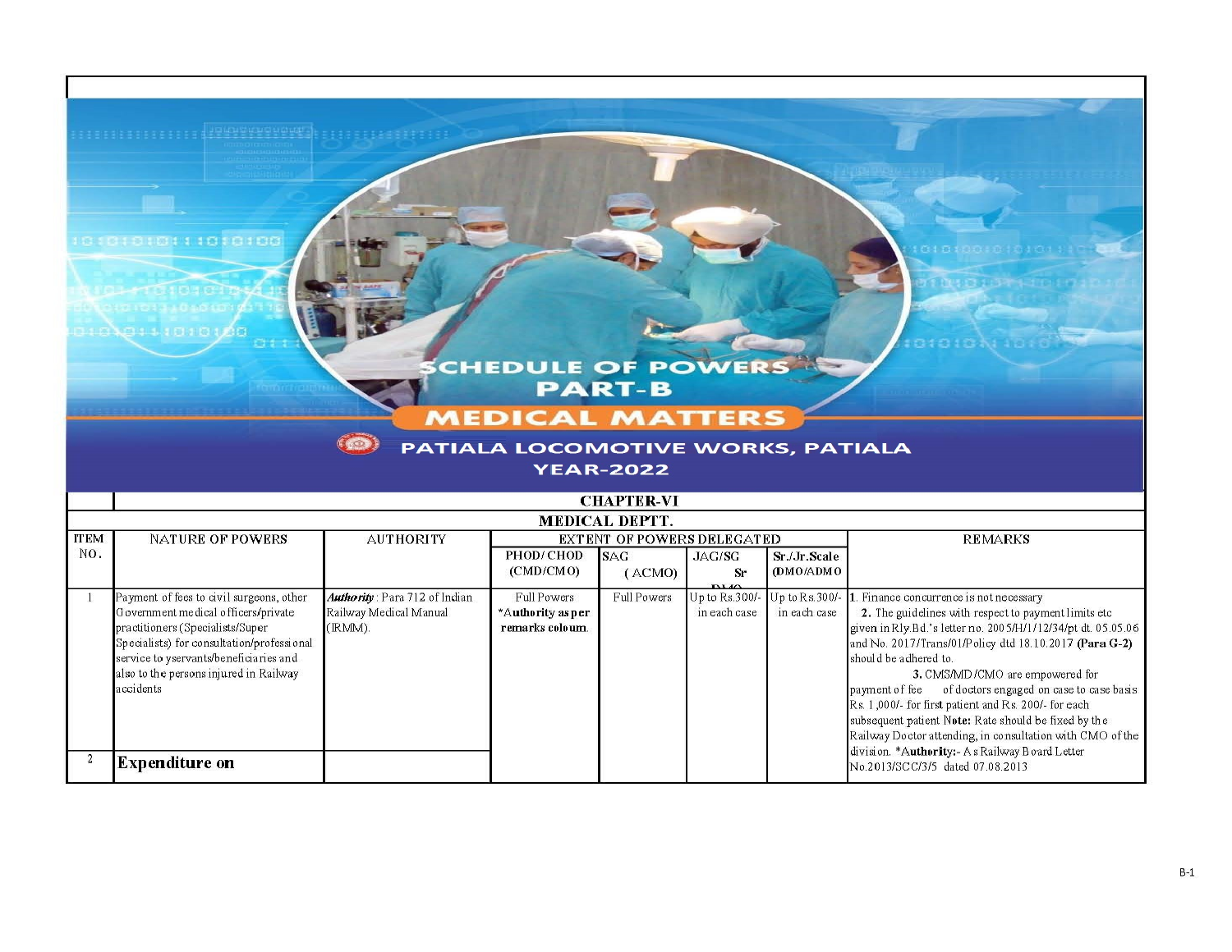# SCHEDULE OF POWERS PART-B

## MEDICAL MATTERS

### PATIALA LOCOMOTIVE WORKS, PATIALA YEAR-2022

## CHAPTER-VI

### MEDICAL DEPTT.

| ITEM NO. | NATURE OF POWERS | AUTHORITY | EXTENT OF POWERS DELEGATED | | | | REMARKS |
|---|---|---|---|---|---|---|---|
| | | | PHOD/ CHOD (CMD/CMO) | SAG (ACMO) | JAG/SG Sr DMO | Sr./Jr.Scale (DMO/ADMO | |
| 1 | Payment of fees to civil surgeons, other Government medical officers/private practitioners (Specialists/Super Specialists) for consultation/professional service to yservants/beneficiaries and also to the persons injured in Railway accidents | *Authority* : Para 712 of Indian Railway Medical Manual (IRMM). | Full Powers **\*Authority as per remarks coloum.** | Full Powers | Up to Rs.300/- in each case | Up to Rs.300/- in each case | 1. Finance concurrence is not necessary **2.** The guidelines with respect to payment limits etc given in Rly.Bd.'s letter no. 2005/H/1/12/34/pt dt. 05.05.06 and No. 2017/Trans/01/Policy dtd 18.10.2017 **(Para G-2)** should be adhered to. **3.** CMS/MD/CMO are empowered for payment of fee of doctors engaged on case to case basis Rs. 1,000/- for first patient and Rs. 200/- for each subsequent patient **Note:** Rate should be fixed by the Railway Doctor attending, in consultation with CMO of the division. **\*Authority:-** As Railway Board Letter No.2013/SCC/3/5 dated 07.08.2013 |
| 2 | **Expenditure on** | | | | | | |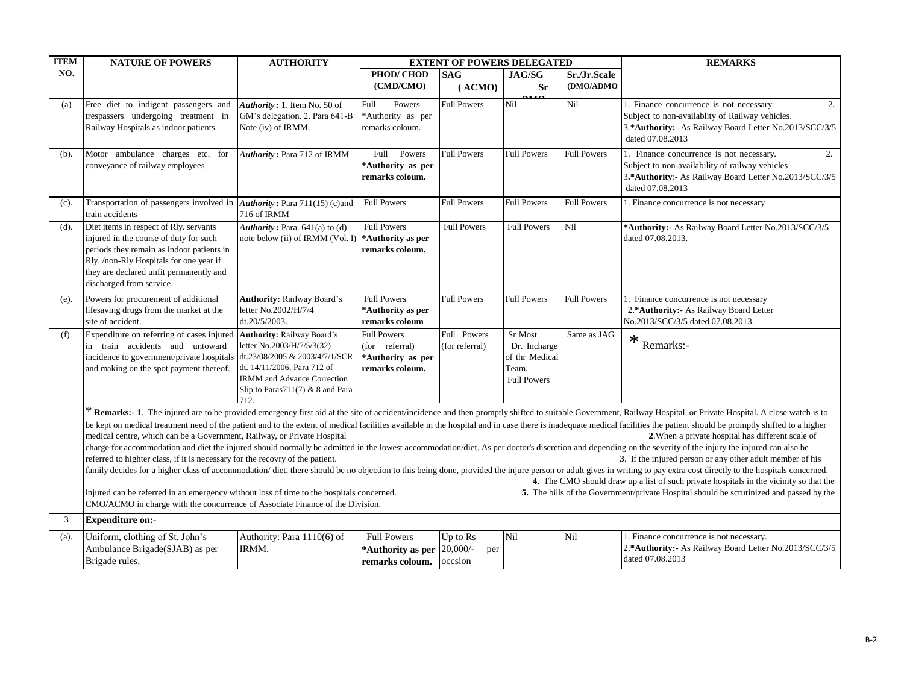| ITEM NO. | NATURE OF POWERS | AUTHORITY | EXTENT OF POWERS DELEGATED | | | | REMARKS |
|---|---|---|---|---|---|---|---|
| | | | PHOD/ CHOD (CMD/CMO) | SAG (ACMO) | JAG/SG Sr DMO | Sr./Jr.Scale (DMO/ADMO | |
| (a) | Free diet to indigent passengers and trespassers undergoing treatment in Railway Hospitals as indoor patients | ***Authority*:** 1. Item No. 50 of GM's delegation. 2. Para 641-B Note (iv) of IRMM. | Full Powers *Authority as per remarks coloum. | Full Powers | Nil | Nil | 1. Finance concurrence is not necessary. 2. Subject to non-availablity of Railway vehicles. 3.***Authority:-** As Railway Board Letter No.2013/SCC/3/5 dated 07.08.2013 |
| (b). | Motor ambulance charges etc. for conveyance of railway employees | ***Authority*:** Para 712 of IRMM | Full Powers **\*Authority as per remarks coloum.** | Full Powers | Full Powers | Full Powers | 1. Finance concurrence is not necessary. 2. Subject to non-availability of railway vehicles 3.***Authority**:- As Railway Board Letter No.2013/SCC/3/5 dated 07.08.2013 |
| (c). | Transportation of passengers involved in train accidents | ***Authority*:** Para 711(15) (c)and 716 of IRMM | Full Powers | Full Powers | Full Powers | Full Powers | 1. Finance concurrence is not necessary |
| (d). | Diet items in respect of Rly. servants injured in the course of duty for such periods they remain as indoor patients in Rly. /non-Rly Hospitals for one year if they are declared unfit permanently and discharged from service. | ***Authority*:** Para. 641(a) to (d) note below (ii) of IRMM (Vol. I) | Full Powers **\*Authority as per remarks coloum.** | Full Powers | Full Powers | Nil | ***Authority:-** As Railway Board Letter No.2013/SCC/3/5 dated 07.08.2013. |
| (e). | Powers for procurement of additional lifesaving drugs from the market at the site of accident. | **Authority:** Railway Board's letter No.2002/H/7/4 dt.20/5/2003. | Full Powers **\*Authority as per remarks coloum** | Full Powers | Full Powers | Full Powers | 1. Finance concurrence is not necessary 2.***Authority:-** As Railway Board Letter No.2013/SCC/3/5 dated 07.08.2013. |
| (f). | Expenditure on referring of cases injured in train accidents and untoward incidence to government/private hospitals and making on the spot payment thereof. | **Authority:** Railway Board's letter No.2003/H/7/5/3(32) dt.23/08/2005 & 2003/4/7/1/SCR dt. 14/11/2006, Para 712 of IRMM and Advance Correction Slip to Paras711(7) & 8 and Para 712. | Full Powers (for referral) **\*Authority as per remarks coloum.** | Full Powers (for referral) | Sr Most Dr. Incharge of thr Medical Team. Full Powers | Same as JAG | * Remarks:- |

\* **Remarks:- 1**. The injured are to be provided emergency first aid at the site of accident/incidence and then promptly shifted to suitable Government, Railway Hospital, or Private Hospital. A close watch is to be kept on medical treatment need of the patient and to the extent of medical facilities available in the hospital and in case there is inadequate medical facilities the patient should be promptly shifted to a higher medical centre, which can be a Government, Railway, or Private Hospital **2**.When a private hospital has different scale of charge for accommodation and diet the injured should normally be admitted in the lowest accommodation/diet. As per doctor's discretion and depending on the severity of the injury the injured can also be referred to highter class, if it is necessary for the recovry of the patient. **3**. If the injured person or any other adult member of his family decides for a higher class of accommodation/ diet, there should be no objection to this being done, provided the injure person or adult gives in writing to pay extra cost directly to the hospitals concerned. **4**. The CMO should draw up a list of such private hospitals in the vicinity so that the injured can be referred in an emergency without loss of time to the hospitals concerned. **5.** The bills of the Government/private Hospital should be scrutinized and passed by the CMO/ACMO in charge with the concurrence of Associate Finance of the Division.

| ITEM NO. | NATURE OF POWERS | AUTHORITY | PHOD/ CHOD (CMD/CMO) | SAG (ACMO) | JAG/SG Sr DMO | Sr./Jr.Scale (DMO/ADMO | REMARKS |
|---|---|---|---|---|---|---|---|
| 3 | **Expenditure on:-** | | | | | | |
| (a). | Uniform, clothing of St. John's Ambulance Brigade(SJAB) as per Brigade rules. | Authority: Para 1110(6) of IRMM. | Full Powers **\*Authority as per remarks coloum.** | Up to Rs 20,000/- per occsion | Nil | Nil | 1. Finance concurrence is not necessary. 2.***Authority:-** As Railway Board Letter No.2013/SCC/3/5 dated 07.08.2013 |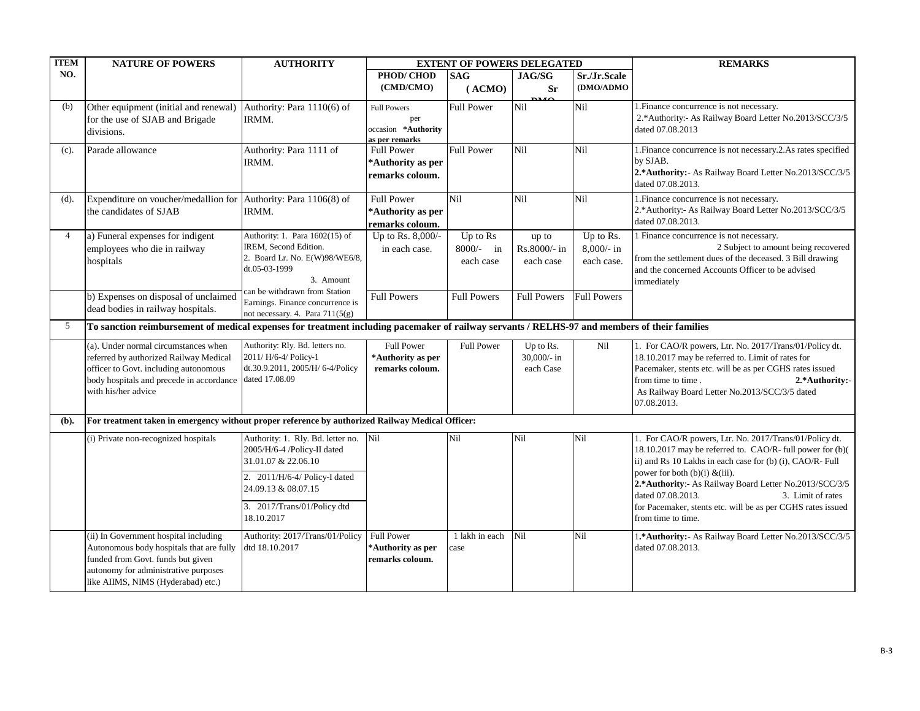| ITEM NO. | NATURE OF POWERS | AUTHORITY | EXTENT OF POWERS DELEGATED | | | | REMARKS |
|---|---|---|---|---|---|---|---|
| | | | PHOD/ CHOD (CMD/CMO) | SAG (ACMO) | JAG/SG Sr DMO | Sr./Jr.Scale (DMO/ADMO | |
| (b) | Other equipment (initial and renewal) for the use of SJAB and Brigade divisions. | Authority: Para 1110(6) of IRMM. | Full Powers per occasion *Authority as per remarks | Full Power | Nil | Nil | 1.Finance concurrence is not necessary. 2.*Authority:- As Railway Board Letter No.2013/SCC/3/5 dated 07.08.2013 |
| (c). | Parade allowance | Authority: Para 1111 of IRMM. | Full Power **\*Authority as per remarks coloum.** | Full Power | Nil | Nil | 1.Finance concurrence is not necessary.2.As rates specified by SJAB. **2.\*Authority:-** As Railway Board Letter No.2013/SCC/3/5 dated 07.08.2013. |
| (d). | Expenditure on voucher/medallion for the candidates of SJAB | Authority: Para 1106(8) of IRMM. | Full Power **\*Authority as per remarks coloum.** | Nil | Nil | Nil | 1.Finance concurrence is not necessary. 2.*Authority:- As Railway Board Letter No.2013/SCC/3/5 dated 07.08.2013. |
| 4 | a) Funeral expenses for indigent employees who die in railway hospitals | Authority: 1. Para 1602(15) of IREM, Second Edition. 2. Board Lr. No. E(W)98/WE6/8, dt.05-03-1999 3. Amount can be withdrawn from Station Earnings. Finance concurrence is not necessary. 4. Para 711(5(g) | Up to Rs. 8,000/- in each case. | Up to Rs 8000/- in each case | up to Rs.8000/- in each case | Up to Rs. 8,000/- in each case. | 1 Finance concurrence is not necessary. 2 Subject to amount being recovered from the settlement dues of the deceased. 3 Bill drawing and the concerned Accounts Officer to be advised immediately |
| | b) Expenses on disposal of unclaimed dead bodies in railway hospitals. | | Full Powers | Full Powers | Full Powers | Full Powers | |
| 5 | **To sanction reimbursement of medical expenses for treatment including pacemaker of railway servants / RELHS-97 and members of their families** | | | | | | |
| | (a). Under normal circumstances when referred by authorized Railway Medical officer to Govt. including autonomous body hospitals and precede in accordance with his/her advice | Authority: Rly. Bd. letters no. 2011/ H/6-4/ Policy-1 dt.30.9.2011, 2005/H/ 6-4/Policy dated 17.08.09 | Full Power **\*Authority as per remarks coloum.** | Full Power | Up to Rs. 30,000/- in each Case | Nil | 1. For CAO/R powers, Ltr. No. 2017/Trans/01/Policy dt. 18.10.2017 may be referred to. Limit of rates for Pacemaker, stents etc. will be as per CGHS rates issued from time to time . **2.\*Authority:-** As Railway Board Letter No.2013/SCC/3/5 dated 07.08.2013. |
| **(b).** | **For treatment taken in emergency without proper reference by authorized Railway Medical Officer:** | | | | | | |
| | (i) Private non-recognized hospitals | Authority: 1. Rly. Bd. letter no. 2005/H/6-4 /Policy-II dated 31.01.07 & 22.06.10 2. 2011/H/6-4/ Policy-I dated 24.09.13 & 08.07.15 3. 2017/Trans/01/Policy dtd 18.10.2017 | Nil | Nil | Nil | Nil | 1. For CAO/R powers, Ltr. No. 2017/Trans/01/Policy dt. 18.10.2017 may be referred to. CAO/R- full power for (b)( ii) and Rs 10 Lakhs in each case for (b) (i), CAO/R- Full power for both (b)(i) &(iii). **2.\*Authority**:- As Railway Board Letter No.2013/SCC/3/5 dated 07.08.2013. 3. Limit of rates for Pacemaker, stents etc. will be as per CGHS rates issued from time to time. |
| | (ii) In Government hospital including Autonomous body hospitals that are fully funded from Govt. funds but given autonomy for administrative purposes like AIIMS, NIMS (Hyderabad) etc.) | Authority: 2017/Trans/01/Policy dtd 18.10.2017 | Full Power **\*Authority as per remarks coloum.** | 1 lakh in each case | Nil | Nil | 1.**\*Authority:-** As Railway Board Letter No.2013/SCC/3/5 dated 07.08.2013. |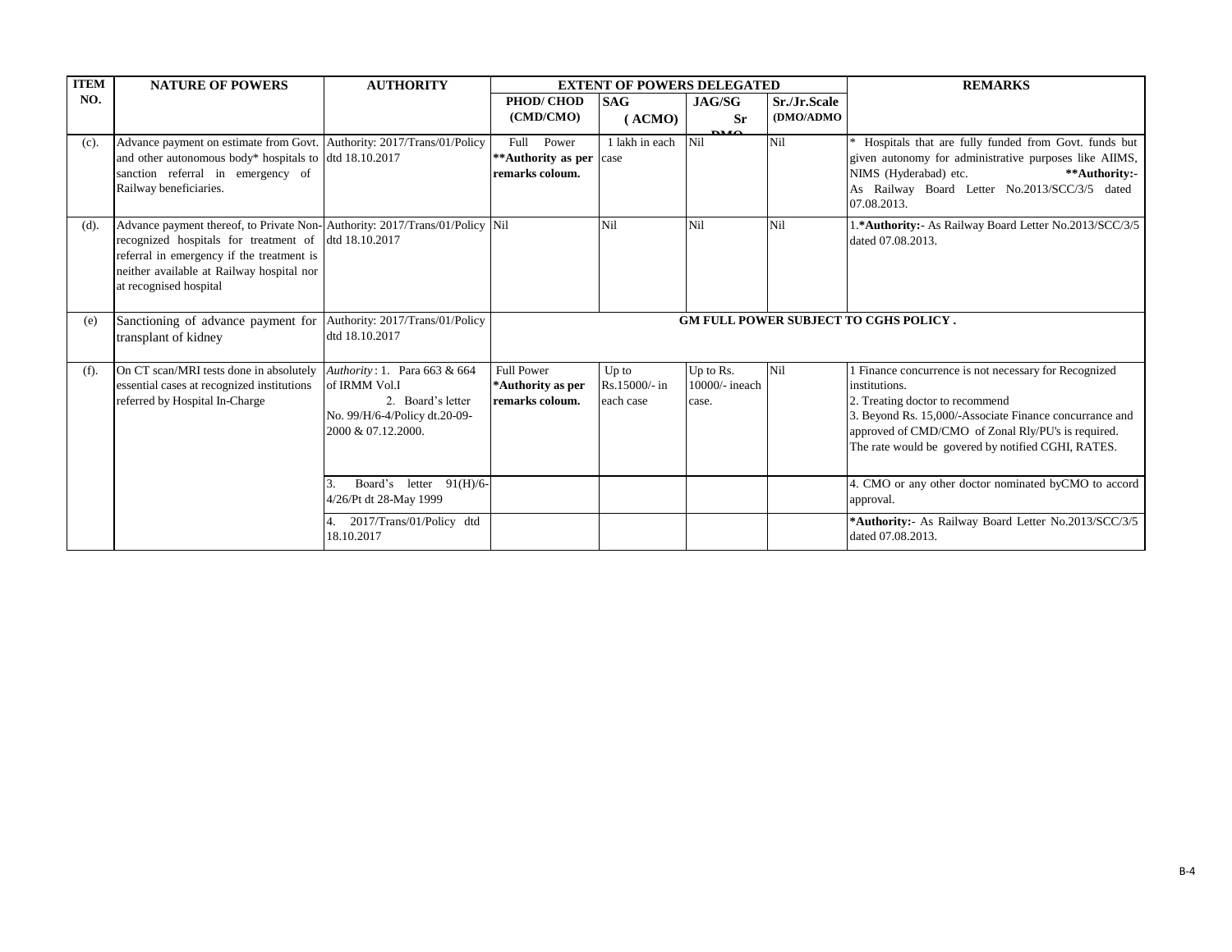| ITEM NO. | NATURE OF POWERS | AUTHORITY | EXTENT OF POWERS DELEGATED | | | | REMARKS |
|---|---|---|---|---|---|---|---|
| | | | PHOD/ CHOD (CMD/CMO) | SAG ( ACMO) | JAG/SG Sr DMO | Sr./Jr.Scale (DMO/ADMO | |
| (c). | Advance payment on estimate from Govt. and other autonomous body* hospitals to sanction referral in emergency of Railway beneficiaries. | Authority: 2017/Trans/01/Policy dtd 18.10.2017 | Full Power **Authority as per remarks coloum. | 1 lakh in each case | Nil | Nil | * Hospitals that are fully funded from Govt. funds but given autonomy for administrative purposes like AIIMS, NIMS (Hyderabad) etc. **Authority:- As Railway Board Letter No.2013/SCC/3/5 dated 07.08.2013. |
| (d). | Advance payment thereof, to Private Non-recognized hospitals for treatment of referral in emergency if the treatment is neither available at Railway hospital nor at recognised hospital | Authority: 2017/Trans/01/Policy dtd 18.10.2017 | Nil | Nil | Nil | Nil | 1.*Authority:- As Railway Board Letter No.2013/SCC/3/5 dated 07.08.2013. |
| (e) | Sanctioning of advance payment for transplant of kidney | Authority: 2017/Trans/01/Policy dtd 18.10.2017 | GM FULL POWER SUBJECT TO CGHS POLICY . | | | | |
| (f). | On CT scan/MRI tests done in absolutely essential cases at recognized institutions referred by Hospital In-Charge | *Authority*: 1. Para 663 & 664 of IRMM Vol.I 2. Board's letter No. 99/H/6-4/Policy dt.20-09-2000 & 07.12.2000. | Full Power *Authority as per remarks coloum. | Up to Rs.15000/- in each case | Up to Rs. 10000/- ineach case. | Nil | 1 Finance concurrence is not necessary for Recognized institutions. 2. Treating doctor to recommend 3. Beyond Rs. 15,000/-Associate Finance concurrance and approved of CMD/CMO of Zonal Rly/PU's is required. The rate would be govered by notified CGHI, RATES. |
| | | 3. Board's letter 91(H)/6-4/26/Pt dt 28-May 1999 | | | | | 4. CMO or any other doctor nominated byCMO to accord approval. |
| | | 4. 2017/Trans/01/Policy dtd 18.10.2017 | | | | | *Authority:- As Railway Board Letter No.2013/SCC/3/5 dated 07.08.2013. |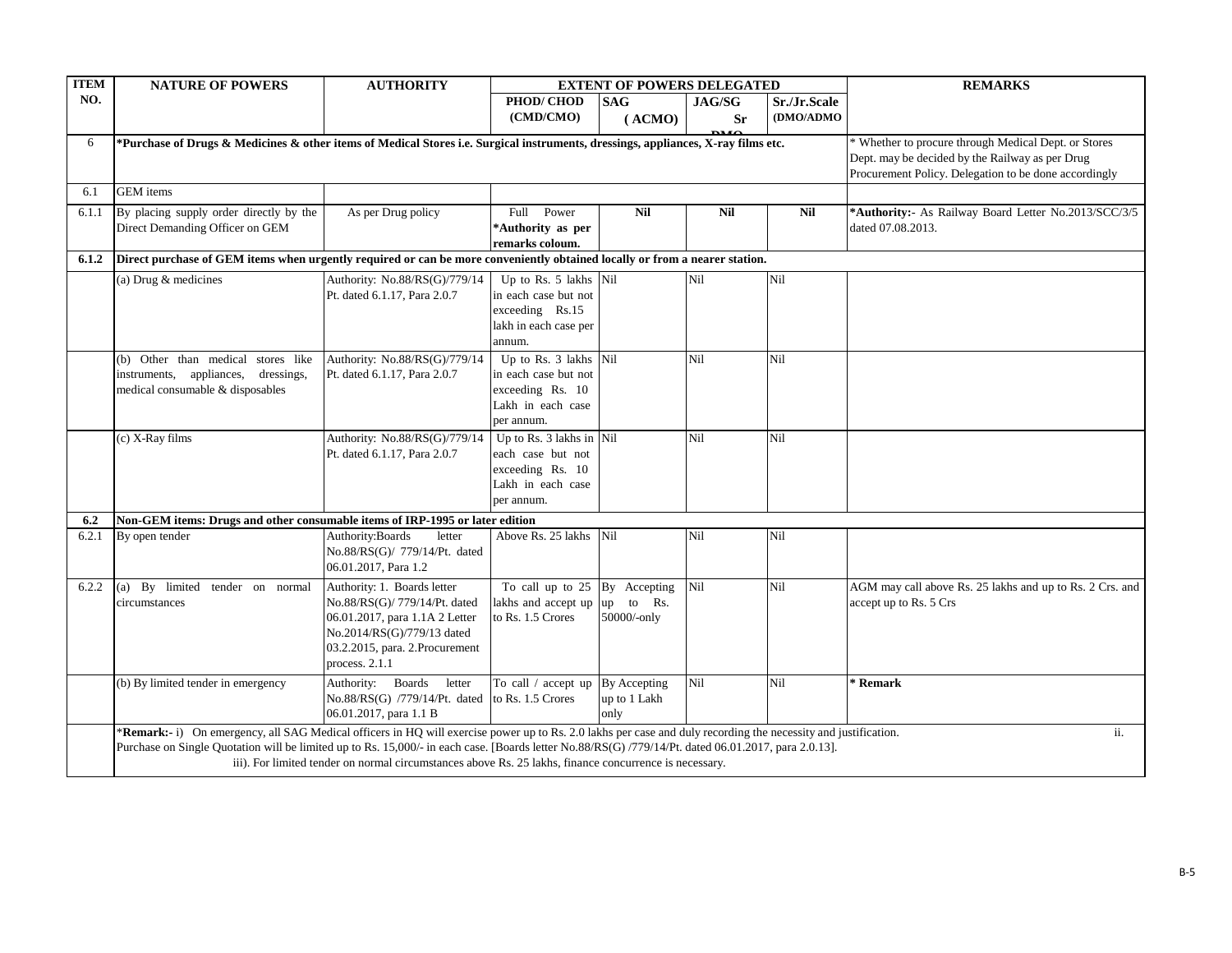| ITEM NO. | NATURE OF POWERS | AUTHORITY | EXTENT OF POWERS DELEGATED | | | | REMARKS |
|---|---|---|---|---|---|---|---|
| | | | PHOD/ CHOD (CMD/CMO) | SAG (ACMO) | JAG/SG Sr DMO | Sr./Jr.Scale (DMO/ADMO | |
| 6 | *Purchase of Drugs & Medicines & other items of Medical Stores i.e. Surgical instruments, dressings, appliances, X-ray films etc. | | | | | | * Whether to procure through Medical Dept. or Stores Dept. may be decided by the Railway as per Drug Procurement Policy. Delegation to be done accordingly |
| 6.1 | GEM items | | | | | | |
| 6.1.1 | By placing supply order directly by the Direct Demanding Officer on GEM | As per Drug policy | Full Power *Authority as per remarks coloum. | Nil | Nil | Nil | *Authority:- As Railway Board Letter No.2013/SCC/3/5 dated 07.08.2013. |
| **6.1.2** | **Direct purchase of GEM items when urgently required or can be more conveniently obtained locally or from a nearer station.** | | | | | | |
| | (a) Drug & medicines | Authority: No.88/RS(G)/779/14 Pt. dated 6.1.17, Para 2.0.7 | Up to Rs. 5 lakhs in each case but not exceeding Rs.15 lakh in each case per annum. | Nil | Nil | Nil | |
| | (b) Other than medical stores like instruments, appliances, dressings, medical consumable & disposables | Authority: No.88/RS(G)/779/14 Pt. dated 6.1.17, Para 2.0.7 | Up to Rs. 3 lakhs in each case but not exceeding Rs. 10 Lakh in each case per annum. | Nil | Nil | Nil | |
| | (c) X-Ray films | Authority: No.88/RS(G)/779/14 Pt. dated 6.1.17, Para 2.0.7 | Up to Rs. 3 lakhs in each case but not exceeding Rs. 10 Lakh in each case per annum. | Nil | Nil | Nil | |
| **6.2** | **Non-GEM items: Drugs and other consumable items of IRP-1995 or later edition** | | | | | | |
| 6.2.1 | By open tender | Authority:Boards letter No.88/RS(G)/ 779/14/Pt. dated 06.01.2017, Para 1.2 | Above Rs. 25 lakhs | Nil | Nil | Nil | |
| 6.2.2 | (a) By limited tender on normal circumstances | Authority: 1. Boards letter No.88/RS(G)/ 779/14/Pt. dated 06.01.2017, para 1.1A 2 Letter No.2014/RS(G)/779/13 dated 03.2.2015, para. 2.Procurement process. 2.1.1 | To call up to 25 lakhs and accept up to Rs. 1.5 Crores | By Accepting up to Rs. 50000/-only | Nil | Nil | AGM may call above Rs. 25 lakhs and up to Rs. 2 Crs. and accept up to Rs. 5 Crs |
| | (b) By limited tender in emergency | Authority: Boards letter No.88/RS(G) /779/14/Pt. dated 06.01.2017, para 1.1 B | To call / accept up to Rs. 1.5 Crores | By Accepting up to 1 Lakh only | Nil | Nil | * Remark |
| | *Remark:- i) On emergency, all SAG Medical officers in HQ will exercise power up to Rs. 2.0 lakhs per case and duly recording the necessity and justification. ii. Purchase on Single Quotation will be limited up to Rs. 15,000/- in each case. [Boards letter No.88/RS(G) /779/14/Pt. dated 06.01.2017, para 2.0.13]. iii). For limited tender on normal circumstances above Rs. 25 lakhs, finance concurrence is necessary. | | | | | | |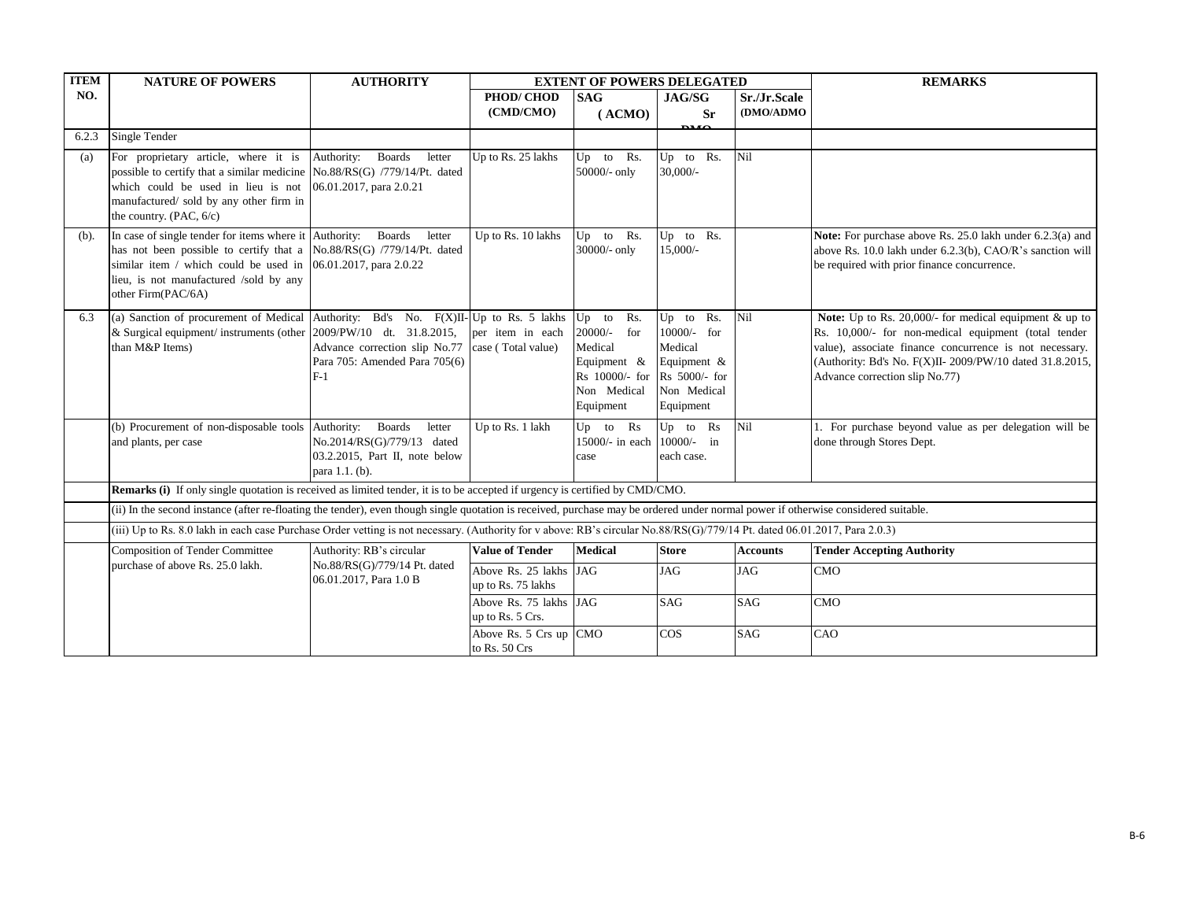| ITEM NO. | NATURE OF POWERS | AUTHORITY | EXTENT OF POWERS DELEGATED | | | | REMARKS |
|---|---|---|---|---|---|---|---|
| | | | PHOD/ CHOD (CMD/CMO) | SAG (ACMO) | JAG/SG Sr DMO | Sr./Jr.Scale (DMO/ADMO | |
| 6.2.3 | Single Tender | | | | | | |
| (a) | For proprietary article, where it is possible to certify that a similar medicine which could be used in lieu is not manufactured/ sold by any other firm in the country. (PAC, 6/c) | Authority: Boards letter No.88/RS(G) /779/14/Pt. dated 06.01.2017, para 2.0.21 | Up to Rs. 25 lakhs | Up to Rs. 50000/- only | Up to Rs. 30,000/- | Nil | |
| (b). | In case of single tender for items where it has not been possible to certify that a similar item / which could be used in lieu, is not manufactured /sold by any other Firm(PAC/6A) | Authority: Boards letter No.88/RS(G) /779/14/Pt. dated 06.01.2017, para 2.0.22 | Up to Rs. 10 lakhs | Up to Rs. 30000/- only | Up to Rs. 15,000/- | | **Note:** For purchase above Rs. 25.0 lakh under 6.2.3(a) and above Rs. 10.0 lakh under 6.2.3(b), CAO/R's sanction will be required with prior finance concurrence. |
| 6.3 | (a) Sanction of procurement of Medical & Surgical equipment/ instruments (other than M&P Items) | Authority: Bd's No. F(X)II-2009/PW/10 dt. 31.8.2015, Advance correction slip No.77 Para 705: Amended Para 705(6) F-1 | Up to Rs. 5 lakhs per item in each case ( Total value) | Up to Rs. 20000/- for Medical Equipment & Rs 10000/- for Non Medical Equipment | Up to Rs. 10000/- for Medical Equipment & Rs 5000/- for Non Medical Equipment | Nil | **Note:** Up to Rs. 20,000/- for medical equipment & up to Rs. 10,000/- for non-medical equipment (total tender value), associate finance concurrence is not necessary. (Authority: Bd's No. F(X)II- 2009/PW/10 dated 31.8.2015, Advance correction slip No.77) |
| | (b) Procurement of non-disposable tools and plants, per case | Authority: Boards letter No.2014/RS(G)/779/13 dated 03.2.2015, Part II, note below para 1.1. (b). | Up to Rs. 1 lakh | Up to Rs 15000/- in each case | Up to Rs 10000/- in each case. | Nil | 1. For purchase beyond value as per delegation will be done through Stores Dept. |
| | **Remarks (i)** If only single quotation is received as limited tender, it is to be accepted if urgency is certified by CMD/CMO. | | | | | | |
| | (ii) In the second instance (after re-floating the tender), even though single quotation is received, purchase may be ordered under normal power if otherwise considered suitable. | | | | | | |
| | (iii) Up to Rs. 8.0 lakh in each case Purchase Order vetting is not necessary. (Authority for v above: RB's circular No.88/RS(G)/779/14 Pt. dated 06.01.2017, Para 2.0.3) | | | | | | |
| | Composition of Tender Committee purchase of above Rs. 25.0 lakh. | Authority: RB's circular No.88/RS(G)/779/14 Pt. dated 06.01.2017, Para 1.0 B | **Value of Tender** | **Medical** | **Store** | **Accounts** | **Tender Accepting Authority** |
| | | | Above Rs. 25 lakhs up to Rs. 75 lakhs | JAG | JAG | JAG | CMO |
| | | | Above Rs. 75 lakhs up to Rs. 5 Crs. | JAG | SAG | SAG | CMO |
| | | | Above Rs. 5 Crs up to Rs. 50 Crs | CMO | COS | SAG | CAO |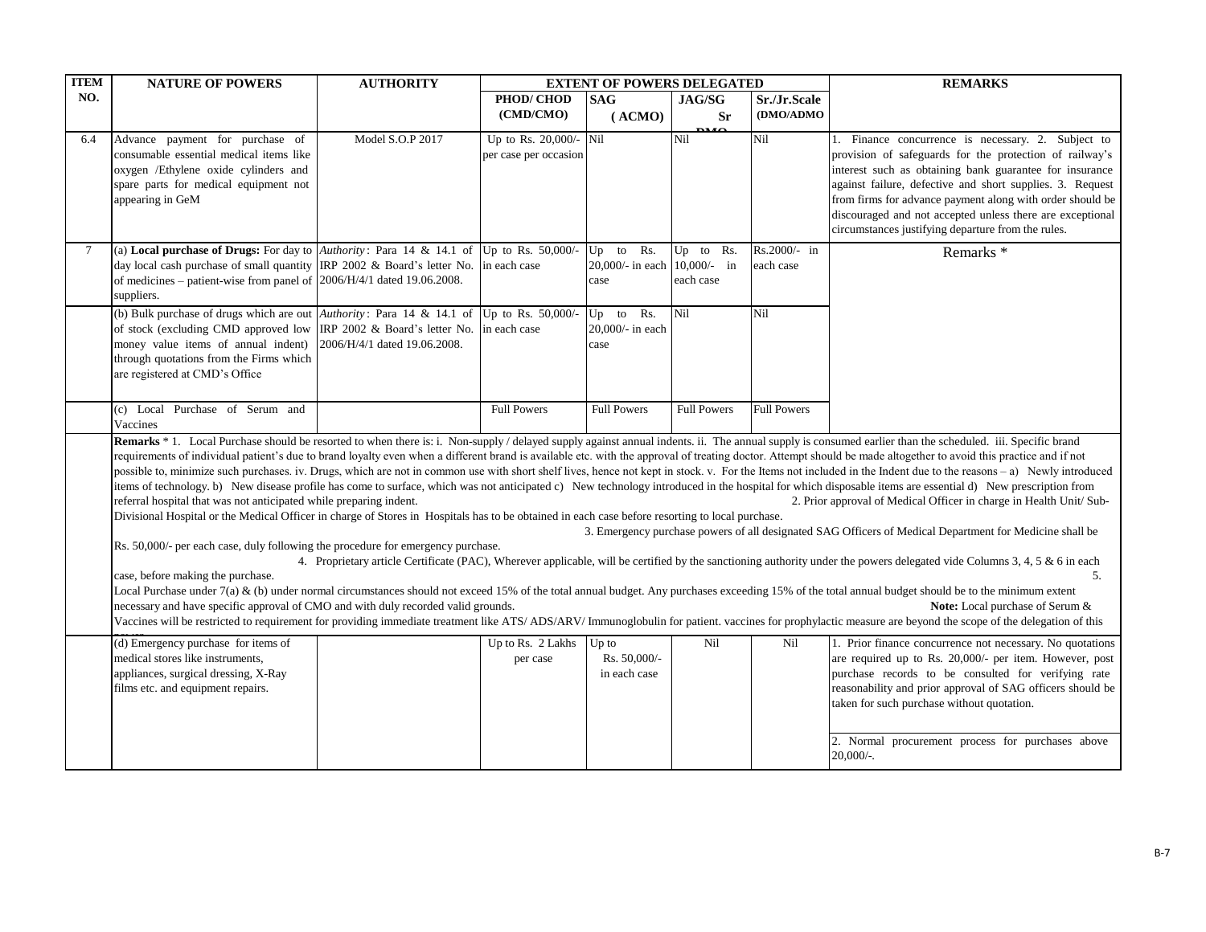| ITEM NO. | NATURE OF POWERS | AUTHORITY | EXTENT OF POWERS DELEGATED | | | | REMARKS |
|---|---|---|---|---|---|---|---|
| | | | PHOD/ CHOD (CMD/CMO) | SAG (ACMO) | JAG/SG Sr DMO | Sr./Jr.Scale (DMO/ADMO | |
| 6.4 | Advance payment for purchase of consumable essential medical items like oxygen /Ethylene oxide cylinders and spare parts for medical equipment not appearing in GeM | Model S.O.P 2017 | Up to Rs. 20,000/- per case per occasion | Nil | Nil | Nil | 1. Finance concurrence is necessary. 2. Subject to provision of safeguards for the protection of railway's interest such as obtaining bank guarantee for insurance against failure, defective and short supplies. 3. Request from firms for advance payment along with order should be discouraged and not accepted unless there are exceptional circumstances justifying departure from the rules. |
| 7 | (a) **Local purchase of Drugs:** For day to day local cash purchase of small quantity of medicines – patient-wise from panel of suppliers. | *Authority*: Para 14 & 14.1 of IRP 2002 & Board's letter No. 2006/H/4/1 dated 19.06.2008. | Up to Rs. 50,000/- in each case | Up to Rs. 20,000/- in each case | Up to Rs. 10,000/- in each case | Rs.2000/- in each case | Remarks * |
| | (b) Bulk purchase of drugs which are out of stock (excluding CMD approved low money value items of annual indent) through quotations from the Firms which are registered at CMD's Office | *Authority*: Para 14 & 14.1 of IRP 2002 & Board's letter No. 2006/H/4/1 dated 19.06.2008. | Up to Rs. 50,000/- in each case | Up to Rs. 20,000/- in each case | Nil | Nil | |
| | (c) Local Purchase of Serum and Vaccines | | Full Powers | Full Powers | Full Powers | Full Powers | |
| | **Remarks** * 1. Local Purchase should be resorted to when there is: i. Non-supply / delayed supply against annual indents. ii. The annual supply is consumed earlier than the scheduled. iii. Specific brand requirements of individual patient's due to brand loyalty even when a different brand is available etc. with the approval of treating doctor. Attempt should be made altogether to avoid this practice and if not possible to, minimize such purchases. iv. Drugs, which are not in common use with short shelf lives, hence not kept in stock. v. For the Items not included in the Indent due to the reasons – a) Newly introduced items of technology. b) New disease profile has come to surface, which was not anticipated c) New technology introduced in the hospital for which disposable items are essential d) New prescription from referral hospital that was not anticipated while preparing indent. 2. Prior approval of Medical Officer in charge in Health Unit/ Sub-Divisional Hospital or the Medical Officer in charge of Stores in Hospitals has to be obtained in each case before resorting to local purchase. 3. Emergency purchase powers of all designated SAG Officers of Medical Department for Medicine shall be Rs. 50,000/- per each case, duly following the procedure for emergency purchase. 4. Proprietary article Certificate (PAC), Wherever applicable, will be certified by the sanctioning authority under the powers delegated vide Columns 3, 4, 5 & 6 in each case, before making the purchase. 5. Local Purchase under 7(a) & (b) under normal circumstances should not exceed 15% of the total annual budget. Any purchases exceeding 15% of the total annual budget should be to the minimum extent necessary and have specific approval of CMO and with duly recorded valid grounds. **Note:** Local purchase of Serum & Vaccines will be restricted to requirement for providing immediate treatment like ATS/ ADS/ARV/ Immunoglobulin for patient. vaccines for prophylactic measure are beyond the scope of the delegation of this power. | | | | | | |
| | (d) Emergency purchase for items of medical stores like instruments, appliances, surgical dressing, X-Ray films etc. and equipment repairs. | | Up to Rs. 2 Lakhs per case | Up to Rs. 50,000/- in each case | Nil | Nil | 1. Prior finance concurrence not necessary. No quotations are required up to Rs. 20,000/- per item. However, post purchase records to be consulted for verifying rate reasonability and prior approval of SAG officers should be taken for such purchase without quotation. 2. Normal procurement process for purchases above 20,000/-. |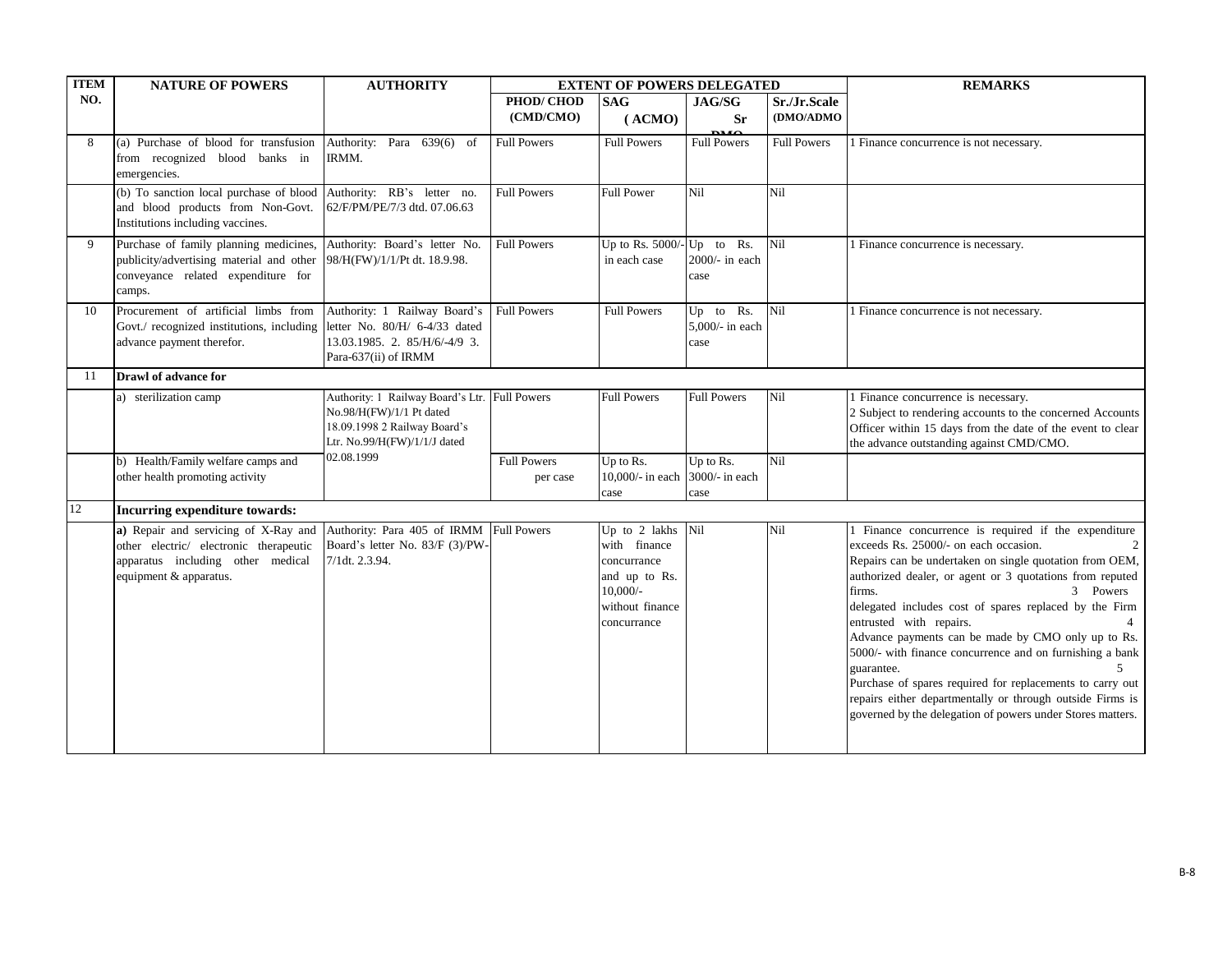| ITEM NO. | NATURE OF POWERS | AUTHORITY | EXTENT OF POWERS DELEGATED | | | | REMARKS |
|---|---|---|---|---|---|---|---|
| | | | PHOD/ CHOD (CMD/CMO) | SAG ( ACMO) | JAG/SG Sr DMO | Sr./Jr.Scale (DMO/ADMO | |
| 8 | (a) Purchase of blood for transfusion from recognized blood banks in emergencies. | Authority: Para 639(6) of IRMM. | Full Powers | Full Powers | Full Powers | Full Powers | 1 Finance concurrence is not necessary. |
| | (b) To sanction local purchase of blood and blood products from Non-Govt. Institutions including vaccines. | Authority: RB's letter no. 62/F/PM/PE/7/3 dtd. 07.06.63 | Full Powers | Full Power | Nil | Nil | |
| 9 | Purchase of family planning medicines, publicity/advertising material and other conveyance related expenditure for camps. | Authority: Board's letter No. 98/H(FW)/1/1/Pt dt. 18.9.98. | Full Powers | Up to Rs. 5000/- in each case | Up to Rs. 2000/- in each case | Nil | 1 Finance concurrence is necessary. |
| 10 | Procurement of artificial limbs from Govt./ recognized institutions, including advance payment therefor. | Authority: 1 Railway Board's letter No. 80/H/ 6-4/33 dated 13.03.1985. 2. 85/H/6/-4/9 3. Para-637(ii) of IRMM | Full Powers | Full Powers | Up to Rs. 5,000/- in each case | Nil | 1 Finance concurrence is not necessary. |
| 11 | **Drawl of advance for** | | | | | | |
| | a) sterilization camp | Authority: 1 Railway Board's Ltr. No.98/H(FW)/1/1 Pt dated 18.09.1998 2 Railway Board's Ltr. No.99/H(FW)/1/1/J dated 02.08.1999 | Full Powers | Full Powers | Full Powers | Nil | 1 Finance concurrence is necessary. 2 Subject to rendering accounts to the concerned Accounts Officer within 15 days from the date of the event to clear the advance outstanding against CMD/CMO. |
| | b) Health/Family welfare camps and other health promoting activity | | Full Powers per case | Up to Rs. 10,000/- in each case | Up to Rs. 3000/- in each case | Nil | |
| 12 | **Incurring expenditure towards:** | | | | | | |
| | **a)** Repair and servicing of X-Ray and other electric/ electronic therapeutic apparatus including other medical equipment & apparatus. | Authority: Para 405 of IRMM Board's letter No. 83/F (3)/PW-7/1dt. 2.3.94. | Full Powers | Up to 2 lakhs with finance concurrance and up to Rs. 10,000/- without finance concurrance | Nil | Nil | 1 Finance concurrence is required if the expenditure exceeds Rs. 25000/- on each occasion. 2 Repairs can be undertaken on single quotation from OEM, authorized dealer, or agent or 3 quotations from reputed firms. 3 Powers delegated includes cost of spares replaced by the Firm entrusted with repairs. 4 Advance payments can be made by CMO only up to Rs. 5000/- with finance concurrence and on furnishing a bank guarantee. 5 Purchase of spares required for replacements to carry out repairs either departmentally or through outside Firms is governed by the delegation of powers under Stores matters. |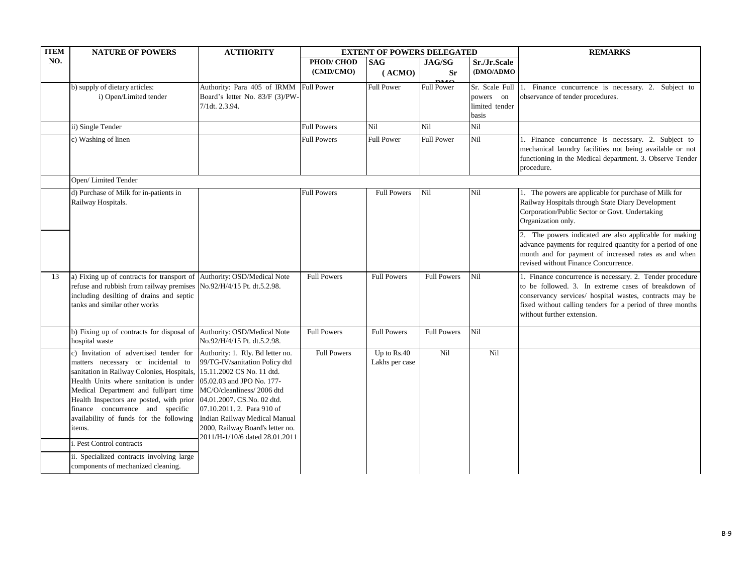| ITEM NO. | NATURE OF POWERS | AUTHORITY | EXTENT OF POWERS DELEGATED | | | | REMARKS |
|---|---|---|---|---|---|---|---|
| | | | PHOD/ CHOD (CMD/CMO) | SAG (ACMO) | JAG/SG Sr DMO | Sr./Jr.Scale (DMO/ADMO | |
| | b) supply of dietary articles: i) Open/Limited tender | Authority: Para 405 of IRMM Board's letter No. 83/F (3)/PW-7/1dt. 2.3.94. | Full Power | Full Power | Full Power | Sr. Scale Full powers on limited tender basis | 1. Finance concurrence is necessary. 2. Subject to observance of tender procedures. |
| | ii) Single Tender | | Full Powers | Nil | Nil | Nil | |
| | c) Washing of linen | | Full Powers | Full Power | Full Power | Nil | 1. Finance concurrence is necessary. 2. Subject to mechanical laundry facilities not being available or not functioning in the Medical department. 3. Observe Tender procedure. |
| | Open/ Limited Tender | | | | | | |
| | d) Purchase of Milk for in-patients in Railway Hospitals. | | Full Powers | Full Powers | Nil | Nil | 1. The powers are applicable for purchase of Milk for Railway Hospitals through State Diary Development Corporation/Public Sector or Govt. Undertaking Organization only. |
| | | | | | | | 2. The powers indicated are also applicable for making advance payments for required quantity for a period of one month and for payment of increased rates as and when revised without Finance Concurrence. |
| 13 | a) Fixing up of contracts for transport of refuse and rubbish from railway premises including desilting of drains and septic tanks and similar other works | Authority: OSD/Medical Note No.92/H/4/15 Pt. dt.5.2.98. | Full Powers | Full Powers | Full Powers | Nil | 1. Finance concurrence is necessary. 2. Tender procedure to be followed. 3. In extreme cases of breakdown of conservancy services/ hospital wastes, contracts may be fixed without calling tenders for a period of three months without further extension. |
| | b) Fixing up of contracts for disposal of hospital waste | Authority: OSD/Medical Note No.92/H/4/15 Pt. dt.5.2.98. | Full Powers | Full Powers | Full Powers | Nil | |
| | c) Invitation of advertised tender for matters necessary or incidental to sanitation in Railway Colonies, Hospitals, Health Units where sanitation is under Medical Department and full/part time Health Inspectors are posted, with prior finance concurrence and specific availability of funds for the following items. | Authority: 1. Rly. Bd letter no. 99/TG-IV/sanitation Policy dtd 15.11.2002 CS No. 11 dtd. 05.02.03 and JPO No. 177-MC/O/cleanliness/ 2006 dtd 04.01.2007. CS.No. 02 dtd. 07.10.2011. 2. Para 910 of Indian Railway Medical Manual 2000, Railway Board's letter no. 2011/H-1/10/6 dated 28.01.2011 | Full Powers | Up to Rs.40 Lakhs per case | Nil | Nil | |
| | i. Pest Control contracts | | | | | | |
| | ii. Specialized contracts involving large components of mechanized cleaning. | | | | | | |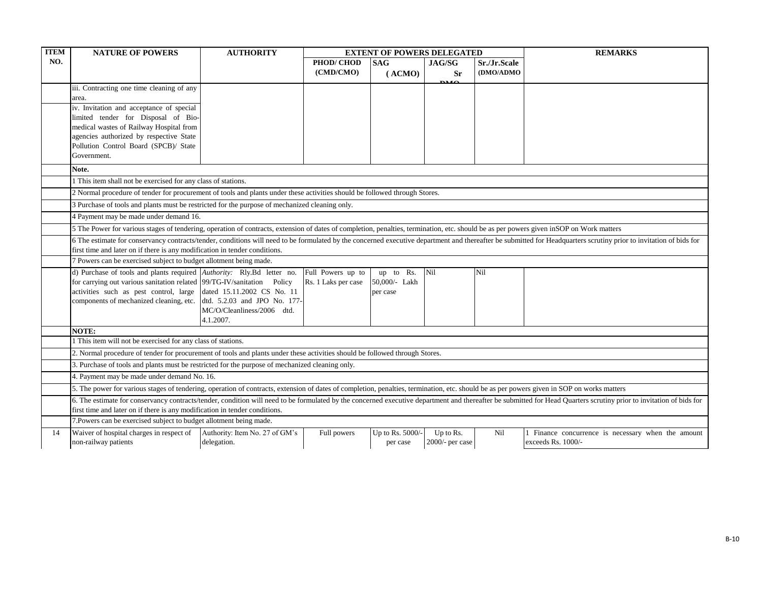| ITEM NO. | NATURE OF POWERS | AUTHORITY | EXTENT OF POWERS DELEGATED | | | | REMARKS |
|---|---|---|---|---|---|---|---|
| | | | PHOD/ CHOD (CMD/CMO) | SAG ( ACMO) | JAG/SG Sr DMO | Sr./Jr.Scale (DMO/ADMO | |
| | iii. Contracting one time cleaning of any area. | | | | | | |
| | iv. Invitation and acceptance of special limited tender for Disposal of Bio-medical wastes of Railway Hospital from agencies authorized by respective State Pollution Control Board (SPCB)/ State Government. | | | | | | |
| | **Note.** | | | | | | |
| | 1 This item shall not be exercised for any class of stations. | | | | | | |
| | 2 Normal procedure of tender for procurement of tools and plants under these activities should be followed through Stores. | | | | | | |
| | 3 Purchase of tools and plants must be restricted for the purpose of mechanized cleaning only. | | | | | | |
| | 4 Payment may be made under demand 16. | | | | | | |
| | 5 The Power for various stages of tendering, operation of contracts, extension of dates of completion, penalties, termination, etc. should be as per powers given inSOP on Work matters | | | | | | |
| | 6 The estimate for conservancy contracts/tender, conditions will need to be formulated by the concerned executive department and thereafter be submitted for Headquarters scrutiny prior to invitation of bids for first time and later on if there is any modification in tender conditions. | | | | | | |
| | 7 Powers can be exercised subject to budget allotment being made. | | | | | | |
| | d) Purchase of tools and plants required for carrying out various sanitation related activities such as pest control, large components of mechanized cleaning, etc. | *Authority:* Rly.Bd letter no. 99/TG-IV/sanitation Policy dated 15.11.2002 CS No. 11 dtd. 5.2.03 and JPO No. 177-MC/O/Cleanliness/2006 dtd. 4.1.2007. | Full Powers up to Rs. 1 Laks per case | up to Rs. 50,000/- Lakh per case | Nil | Nil | |
| | **NOTE:** | | | | | | |
| | 1 This item will not be exercised for any class of stations. | | | | | | |
| | 2. Normal procedure of tender for procurement of tools and plants under these activities should be followed through Stores. | | | | | | |
| | 3. Purchase of tools and plants must be restricted for the purpose of mechanized cleaning only. | | | | | | |
| | 4. Payment may be made under demand No. 16. | | | | | | |
| | 5. The power for various stages of tendering, operation of contracts, extension of dates of completion, penalties, termination, etc. should be as per powers given in SOP on works matters | | | | | | |
| | 6. The estimate for conservancy contracts/tender, condition will need to be formulated by the concerned executive department and thereafter be submitted for Head Quarters scrutiny prior to invitation of bids for first time and later on if there is any modification in tender conditions. | | | | | | |
| | 7.Powers can be exercised subject to budget allotment being made. | | | | | | |
| 14 | Waiver of hospital charges in respect of non-railway patients | Authority: Item No. 27 of GM's delegation. | Full powers | Up to Rs. 5000/- per case | Up to Rs. 2000/- per case | Nil | 1 Finance concurrence is necessary when the amount exceeds Rs. 1000/- |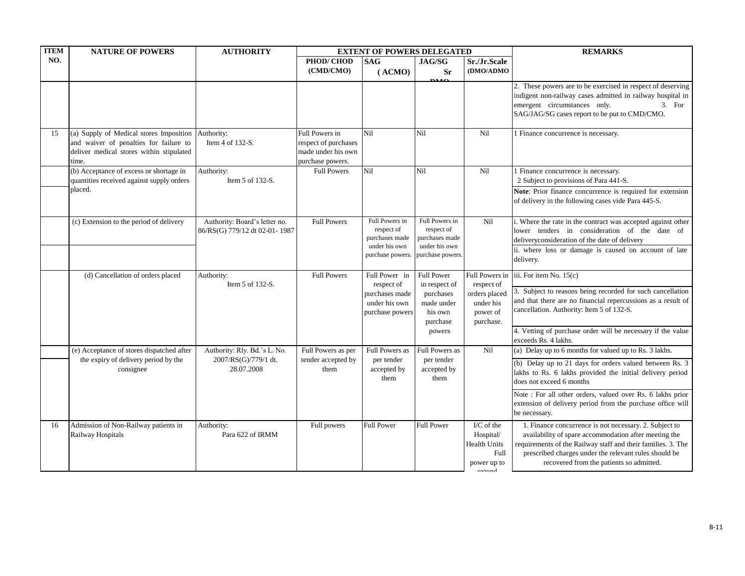| ITEM NO. | NATURE OF POWERS | AUTHORITY | EXTENT OF POWERS DELEGATED | | | | REMARKS |
|---|---|---|---|---|---|---|---|
| | | | PHOD/ CHOD (CMD/CMO) | SAG ( ACMO) | JAG/SG Sr DMO | Sr./Jr.Scale (DMO/ADMO | |
| | | | | | | | 2. These powers are to be exercised in respect of deserving indigent non-railway cases admitted in railway hospital in emergent circumstances only. 3. For SAG/JAG/SG cases report to be put to CMD/CMO. |
| 15 | (a) Supply of Medical stores Imposition and waiver of penalties for failure to deliver medical stores within stipulated time. | Authority: Item 4 of 132-S. | Full Powers in respect of purchases made under his own purchase powers. | Nil | Nil | Nil | 1 Finance concurrence is necessary. |
| | (b) Acceptance of excess or shortage in quantities received against supply orders placed. | Authority: Item 5 of 132-S. | Full Powers | Nil | Nil | Nil | 1 Finance concurrence is necessary. 2 Subject to provisions of Para 441-S. **Note**: Prior finance concurrence is required for extension of delivery in the following cases vide Para 445-S. |
| | (c) Extension to the period of delivery | Authority: Board's letter no. 86/RS(G) 779/12 dt 02-01- 1987 | Full Powers | Full Powers in respect of purchases made under his own purchase powers. | Full Powers in respect of purchases made under his own purchase powers. | Nil | i. Where the rate in the contract was accepted against other lower tenders in consideration of the date of deliveryconsideration of the date of delivery ii. where loss or damage is caused on account of late delivery. |
| | (d) Cancellation of orders placed | Authority: Item 5 of 132-S. | Full Powers | Full Power in respect of purchases made under his own purchase powers | Full Power in respect of purchases made under his own purchase powers | Full Powers in respect of orders placed under his power of purchase. | iii. For item No. 15(c) 3. Subject to reasons being recorded for such cancellation and that there are no financial repercussions as a result of cancellation. Authority: Item 5 of 132-S. 4. Vetting of purchase order will be necessary if the value exceeds Rs. 4 lakhs. |
| | (e) Acceptance of stores dispatched after the expiry of delivery period by the consignee | Authority: Rly. Bd.'s L. No. 2007/RS(G)/779/1 dt. 28.07.2008 | Full Powers as per tender accepted by them | Full Powers as per tender accepted by them | Full Powers as per tender accepted by them | Nil | (a) Delay up to 6 months for valued up to Rs. 3 lakhs. (b) Delay up to 21 days for orders valued between Rs. 3 lakhs to Rs. 6 lakhs provided the initial delivery period does not exceed 6 months Note : For all other orders, valued over Rs. 6 lakhs prior extension of delivery period from the purchase office will be necessary. |
| 16 | Admission of Non-Railway patients in Railway Hospitals | Authority: Para 622 of IRMM | Full powers | Full Power | Full Power | I/C of the Hospital/ Health Units Full power up to extend | 1. Finance concurrence is not necessary. 2. Subject to availability of spare accommodation after meeting the requirements of the Railway staff and their families. 3. The prescribed charges under the relevant rules should be recovered from the patients so admitted. |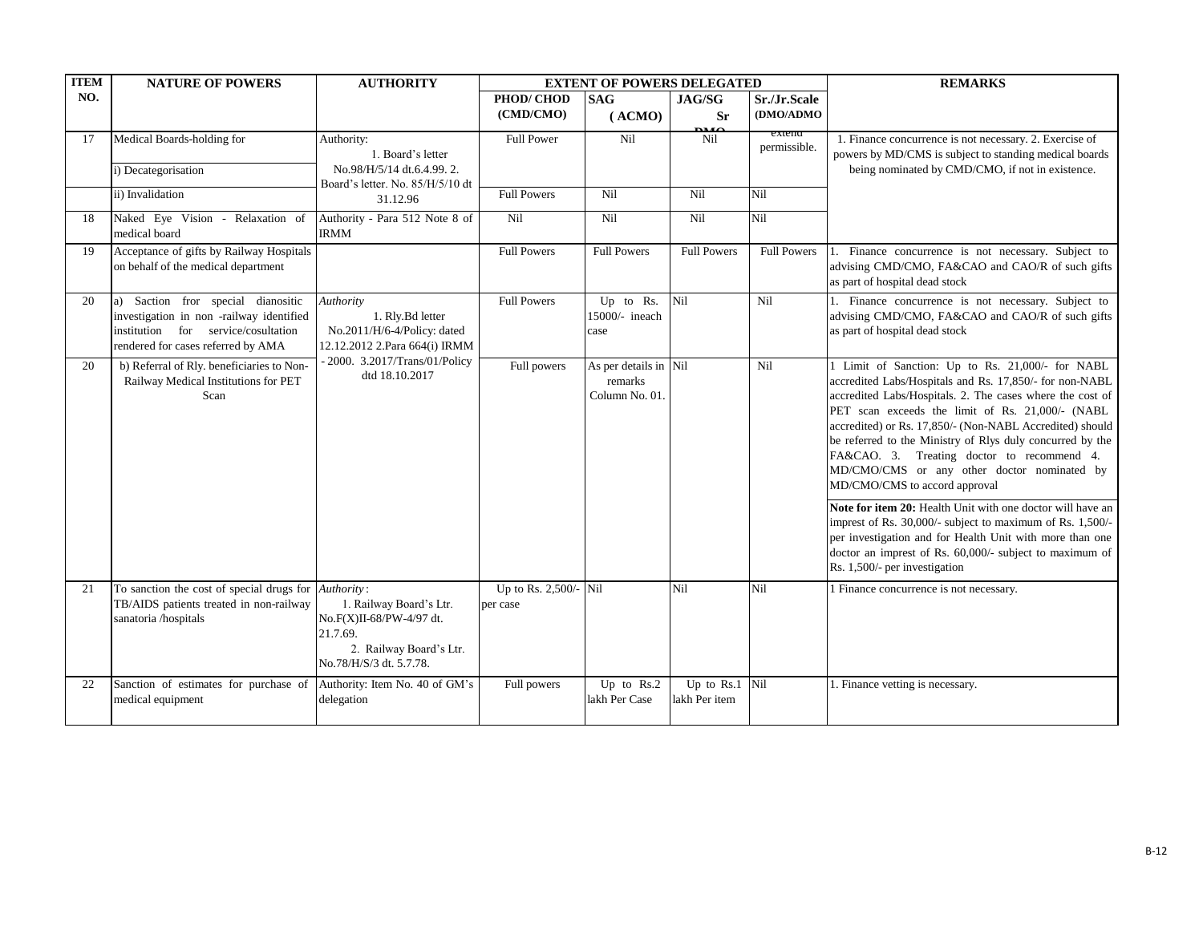| ITEM NO. | NATURE OF POWERS | AUTHORITY | EXTENT OF POWERS DELEGATED | | | | REMARKS |
|---|---|---|---|---|---|---|---|
| | | | PHOD/ CHOD (CMD/CMO) | SAG (ACMO) | JAG/SG Sr DMO | Sr./Jr.Scale (DMO/ADMO | |
| 17 | Medical Boards-holding for<br>i) Decategorisation | Authority: 1. Board's letter No.98/H/5/14 dt.6.4.99. 2. Board's letter. No. 85/H/5/10 dt 31.12.96 | Full Power | Nil | Nil | extend permissible. | 1. Finance concurrence is not necessary. 2. Exercise of powers by MD/CMS is subject to standing medical boards being nominated by CMD/CMO, if not in existence. |
| | ii) Invalidation | | Full Powers | Nil | Nil | Nil | |
| 18 | Naked Eye Vision - Relaxation of medical board | Authority - Para 512 Note 8 of IRMM | Nil | Nil | Nil | Nil | |
| 19 | Acceptance of gifts by Railway Hospitals on behalf of the medical department | | Full Powers | Full Powers | Full Powers | Full Powers | 1. Finance concurrence is not necessary. Subject to advising CMD/CMO, FA&CAO and CAO/R of such gifts as part of hospital dead stock |
| 20 | a) Saction fror special dianositic investigation in non -railway identified institution for service/cosultation rendered for cases referred by AMA | *Authority* 1. Rly.Bd letter No.2011/H/6-4/Policy: dated 12.12.2012 2.Para 664(i) IRMM - 2000. 3.2017/Trans/01/Policy dtd 18.10.2017 | Full Powers | Up to Rs. 15000/- ineach case | Nil | Nil | 1. Finance concurrence is not necessary. Subject to advising CMD/CMO, FA&CAO and CAO/R of such gifts as part of hospital dead stock |
| 20 | b) Referral of Rly. beneficiaries to Non-Railway Medical Institutions for PET Scan | | Full powers | As per details in remarks Column No. 01. | Nil | Nil | 1 Limit of Sanction: Up to Rs. 21,000/- for NABL accredited Labs/Hospitals and Rs. 17,850/- for non-NABL accredited Labs/Hospitals. 2. The cases where the cost of PET scan exceeds the limit of Rs. 21,000/- (NABL accredited) or Rs. 17,850/- (Non-NABL Accredited) should be referred to the Ministry of Rlys duly concurred by the FA&CAO. 3. Treating doctor to recommend 4. MD/CMO/CMS or any other doctor nominated by MD/CMO/CMS to accord approval<br><br>**Note for item 20:** Health Unit with one doctor will have an imprest of Rs. 30,000/- subject to maximum of Rs. 1,500/- per investigation and for Health Unit with more than one doctor an imprest of Rs. 60,000/- subject to maximum of Rs. 1,500/- per investigation |
| 21 | To sanction the cost of special drugs for TB/AIDS patients treated in non-railway sanatoria /hospitals | *Authority*: 1. Railway Board's Ltr. No.F(X)II-68/PW-4/97 dt. 21.7.69. 2. Railway Board's Ltr. No.78/H/S/3 dt. 5.7.78. | Up to Rs. 2,500/- per case | Nil | Nil | Nil | 1 Finance concurrence is not necessary. |
| 22 | Sanction of estimates for purchase of medical equipment | Authority: Item No. 40 of GM's delegation | Full powers | Up to Rs.2 lakh Per Case | Up to Rs.1 lakh Per item | Nil | 1. Finance vetting is necessary. |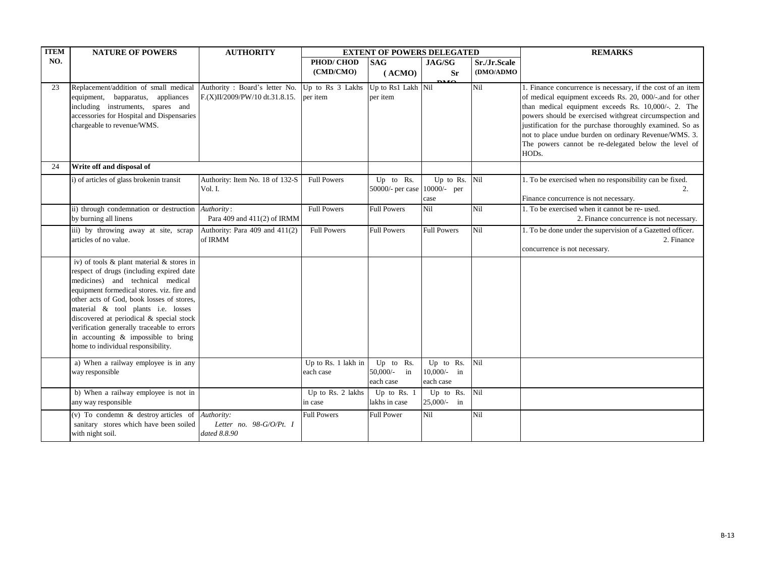| ITEM NO. | NATURE OF POWERS | AUTHORITY | EXTENT OF POWERS DELEGATED | | | | REMARKS |
|---|---|---|---|---|---|---|---|
| | | | PHOD/ CHOD (CMD/CMO) | SAG ( ACMO) | JAG/SG Sr DMO | Sr./Jr.Scale (DMO/ADMO | |
| 23 | Replacement/addition of small medical equipment, bapparatus, appliances including instruments, spares and accessories for Hospital and Dispensaries chargeable to revenue/WMS. | Authority : Board's letter No. F.(X)II/2009/PW/10 dt.31.8.15. | Up to Rs 3 Lakhs per item | Up to Rs1 Lakh per item | Nil | Nil | 1. Finance concurrence is necessary, if the cost of an item of medical equipment exceeds Rs. 20, 000/-.and for other than medical equipment exceeds Rs. 10,000/-. 2. The powers should be exercised withgreat circumspection and justification for the purchase thoroughly examined. So as not to place undue burden on ordinary Revenue/WMS. 3. The powers cannot be re-delegated below the level of HODs. |
| 24 | **Write off and disposal of** | | | | | | |
| | i) of articles of glass brokenin transit | Authority: Item No. 18 of 132-S Vol. I. | Full Powers | Up to Rs. 50000/- per case | Up to Rs. 10000/- per case | Nil | 1. To be exercised when no responsibility can be fixed. 2. Finance concurrence is not necessary. |
| | ii) through condemnation or destruction by burning all linens | *Authority* : Para 409 and 411(2) of IRMM | Full Powers | Full Powers | Nil | Nil | 1. To be exercised when it cannot be re- used. 2. Finance concurrence is not necessary. |
| | iii) by throwing away at site, scrap articles of no value. | Authority: Para 409 and 411(2) of IRMM | Full Powers | Full Powers | Full Powers | Nil | 1. To be done under the supervision of a Gazetted officer. 2. Finance concurrence is not necessary. |
| | iv) of tools & plant material & stores in respect of drugs (including expired date medicines) and technical medical equipment formedical stores. viz. fire and other acts of God, book losses of stores, material & tool plants i.e. losses discovered at periodical & special stock verification generally traceable to errors in accounting & impossible to bring home to individual responsibility. | | | | | | |
| | a) When a railway employee is in any way responsible | | Up to Rs. 1 lakh in each case | Up to Rs. 50,000/- in each case | Up to Rs. 10,000/- in each case | Nil | |
| | b) When a railway employee is not in any way responsible | | Up to Rs. 2 lakhs in case | Up to Rs. 1 lakhs in case | Up to Rs. 25,000/- in | Nil | |
| | (v) To condemn & destroy articles of sanitary stores which have been soiled with night soil. | *Authority: Letter no. 98-G/O/Pt. I dated 8.8.90* | Full Powers | Full Power | Nil | Nil | |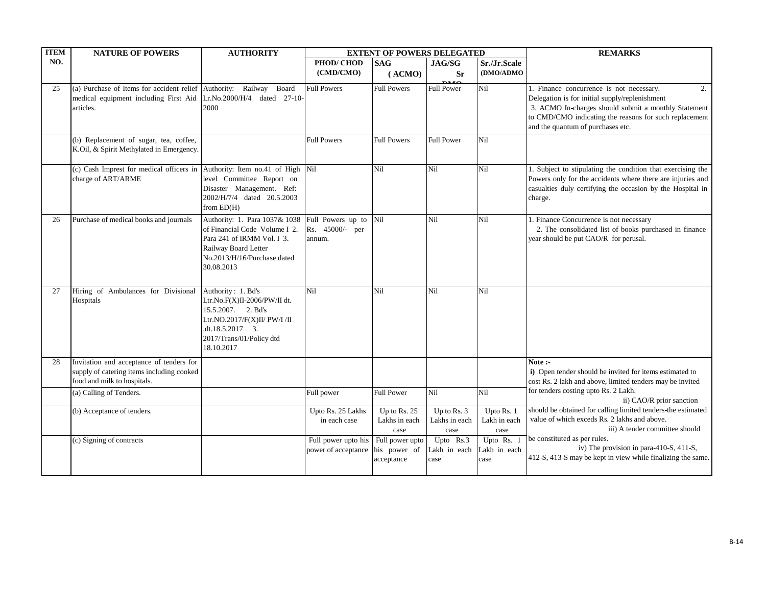| ITEM NO. | NATURE OF POWERS | AUTHORITY | EXTENT OF POWERS DELEGATED | | | | REMARKS |
|---|---|---|---|---|---|---|---|
| | | | PHOD/ CHOD (CMD/CMO) | SAG (ACMO) | JAG/SG Sr DMO | Sr./Jr.Scale (DMO/ADMO | |
| 25 | (a) Purchase of Items for accident relief medical equipment including First Aid articles. | Authority: Railway Board Lr.No.2000/H/4 dated 27-10-2000 | Full Powers | Full Powers | Full Power | Nil | 1. Finance concurrence is not necessary. 2. Delegation is for initial supply/replenishment 3. ACMO In-charges should submit a monthly Statement to CMD/CMO indicating the reasons for such replacement and the quantum of purchases etc. |
| | (b) Replacement of sugar, tea, coffee, K.Oil, & Spirit Methylated in Emergency. | | Full Powers | Full Powers | Full Power | Nil | |
| | (c) Cash Imprest for medical officers in charge of ART/ARME | Authority: Item no.41 of High level Committee Report on Disaster Management. Ref: 2002/H/7/4 dated 20.5.2003 from ED(H) | Nil | Nil | Nil | Nil | 1. Subject to stipulating the condition that exercising the Powers only for the accidents where there are injuries and casualties duly certifying the occasion by the Hospital in charge. |
| 26 | Purchase of medical books and journals | Authority: 1. Para 1037& 1038 of Financial Code Volume I 2. Para 241 of IRMM Vol. I 3. Railway Board Letter No.2013/H/16/Purchase dated 30.08.2013 | Full Powers up to Rs. 45000/- per annum. | Nil | Nil | Nil | 1. Finance Concurrence is not necessary 2. The consolidated list of books purchased in finance year should be put CAO/R for perusal. |
| 27 | Hiring of Ambulances for Divisional Hospitals | Authority : 1. Bd's Ltr.No.F(X)II-2006/PW/II dt. 15.5.2007. 2. Bd's Ltr.NO.2017/F(X)II/ PW/I /II ,dt.18.5.2017 3. 2017/Trans/01/Policy dtd 18.10.2017 | Nil | Nil | Nil | Nil | |
| 28 | Invitation and acceptance of tenders for supply of catering items including cooked food and milk to hospitals. | | | | | | **Note :-** **i)** Open tender should be invited for items estimated to cost Rs. 2 lakh and above, limited tenders may be invited for tenders costing upto Rs. 2 Lakh. ii) CAO/R prior sanction should be obtained for calling limited tenders-the estimated value of which exceds Rs. 2 lakhs and above. iii) A tender committee should be constituted as per rules. iv) The provision in para-410-S, 411-S, 412-S, 413-S may be kept in view while finalizing the same. |
| | (a) Calling of Tenders. | | Full power | Full Power | Nil | Nil | |
| | (b) Acceptance of tenders. | | Upto Rs. 25 Lakhs in each case | Up to Rs. 25 Lakhs in each case | Up to Rs. 3 Lakhs in each case | Upto Rs. 1 Lakh in each case | |
| | (c) Signing of contracts | | Full power upto his power of acceptance | Full power upto his power of acceptance | Upto Rs.3 Lakh in each case | Upto Rs. 1 Lakh in each case | |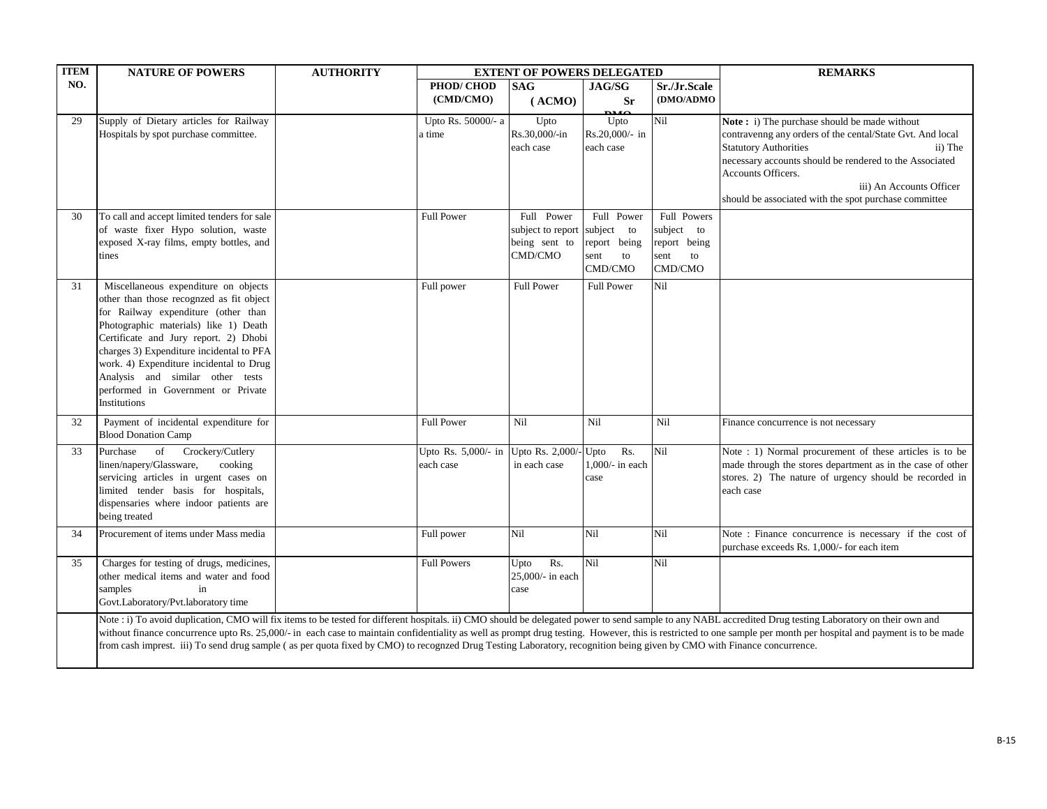| ITEM NO. | NATURE OF POWERS | AUTHORITY | EXTENT OF POWERS DELEGATED | | | | REMARKS |
|---|---|---|---|---|---|---|---|
| | | | PHOD/ CHOD (CMD/CMO) | SAG ( ACMO) | JAG/SG Sr DMO | Sr./Jr.Scale (DMO/ADMO | |
| 29 | Supply of Dietary articles for Railway Hospitals by spot purchase committee. | | Upto Rs. 50000/- a time | Upto Rs.30,000/-in each case | Upto Rs.20,000/- in each case | Nil | **Note :** i) The purchase should be made without contravenng any orders of the cental/State Gvt. And local Statutory Authorities ii) The necessary accounts should be rendered to the Associated Accounts Officers. iii) An Accounts Officer should be associated with the spot purchase committee |
| 30 | To call and accept limited tenders for sale of waste fixer Hypo solution, waste exposed X-ray films, empty bottles, and tines | | Full Power | Full Power subject to report being sent to CMD/CMO | Full Power subject to report being sent to CMD/CMO | Full Powers subject to report being sent to CMD/CMO | |
| 31 | Miscellaneous expenditure on objects other than those recognzed as fit object for Railway expenditure (other than Photographic materials) like 1) Death Certificate and Jury report. 2) Dhobi charges 3) Expenditure incidental to PFA work. 4) Expenditure incidental to Drug Analysis and similar other tests performed in Government or Private Institutions | | Full power | Full Power | Full Power | Nil | |
| 32 | Payment of incidental expenditure for Blood Donation Camp | | Full Power | Nil | Nil | Nil | Finance concurrence is not necessary |
| 33 | Purchase of Crockery/Cutlery linen/napery/Glassware, cooking servicing articles in urgent cases on limited tender basis for hospitals, dispensaries where indoor patients are being treated | | Upto Rs. 5,000/- in each case | Upto Rs. 2,000/- in each case | Upto Rs. 1,000/- in each case | Nil | Note : 1) Normal procurement of these articles is to be made through the stores department as in the case of other stores. 2) The nature of urgency should be recorded in each case |
| 34 | Procurement of items under Mass media | | Full power | Nil | Nil | Nil | Note : Finance concurrence is necessary if the cost of purchase exceeds Rs. 1,000/- for each item |
| 35 | Charges for testing of drugs, medicines, other medical items and water and food samples in Govt.Laboratory/Pvt.laboratory time | | Full Powers | Upto Rs. 25,000/- in each case | Nil | Nil | |
| | Note : i) To avoid duplication, CMO will fix items to be tested for different hospitals. ii) CMO should be delegated power to send sample to any NABL accredited Drug testing Laboratory on their own and without finance concurrence upto Rs. 25,000/- in each case to maintain confidentiality as well as prompt drug testing. However, this is restricted to one sample per month per hospital and payment is to be made from cash imprest. iii) To send drug sample ( as per quota fixed by CMO) to recognzed Drug Testing Laboratory, recognition being given by CMO with Finance concurrence. | | | | | | |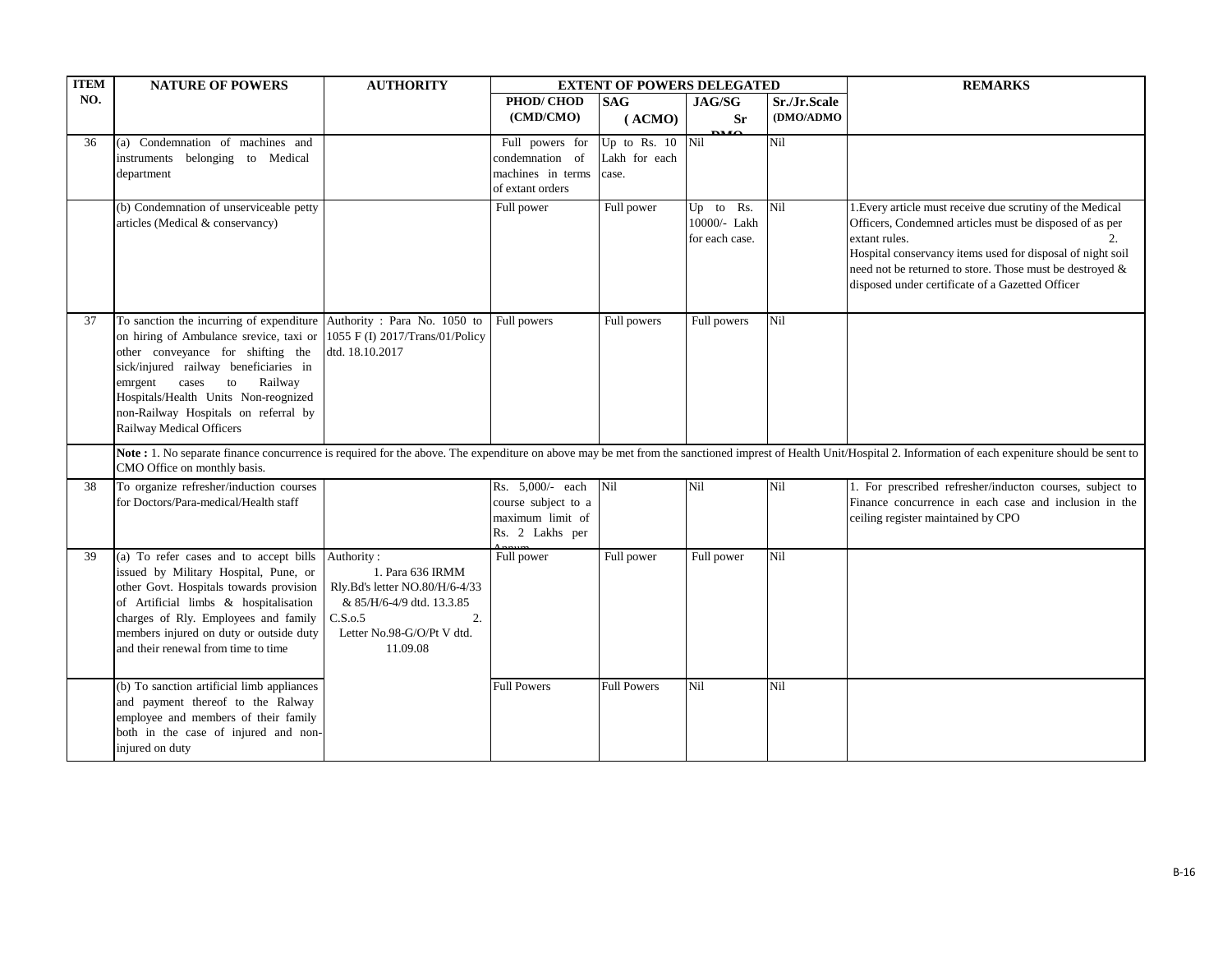| ITEM NO. | NATURE OF POWERS | AUTHORITY | EXTENT OF POWERS DELEGATED | | | | REMARKS |
|---|---|---|---|---|---|---|---|
| | | | PHOD/ CHOD (CMD/CMO) | SAG (ACMO) | JAG/SG Sr DMO | Sr./Jr.Scale (DMO/ADMO | |
| 36 | (a) Condemnation of machines and instruments belonging to Medical department | | Full powers for condemnation of machines in terms of extant orders | Up to Rs. 10 Lakh for each case. | Nil | Nil | |
| | (b) Condemnation of unserviceable petty articles (Medical & conservancy) | | Full power | Full power | Up to Rs. 10000/- Lakh for each case. | Nil | 1.Every article must receive due scrutiny of the Medical Officers, Condemned articles must be disposed of as per extant rules. 2. Hospital conservancy items used for disposal of night soil need not be returned to store. Those must be destroyed & disposed under certificate of a Gazetted Officer |
| 37 | To sanction the incurring of expenditure on hiring of Ambulance srevice, taxi or other conveyance for shifting the sick/injured railway beneficiaries in emrgent cases to Railway Hospitals/Health Units Non-reognized non-Railway Hospitals on referral by Railway Medical Officers | Authority : Para No. 1050 to 1055 F (I) 2017/Trans/01/Policy dtd. 18.10.2017 | Full powers | Full powers | Full powers | Nil | |
| | **Note :** 1. No separate finance concurrence is required for the above. The expenditure on above may be met from the sanctioned imprest of Health Unit/Hospital 2. Information of each expeniture should be sent to CMO Office on monthly basis. | | | | | | |
| 38 | To organize refresher/induction courses for Doctors/Para-medical/Health staff | | Rs. 5,000/- each course subject to a maximum limit of Rs. 2 Lakhs per Annum | Nil | Nil | Nil | 1. For prescribed refresher/inducton courses, subject to Finance concurrence in each case and inclusion in the ceiling register maintained by CPO |
| 39 | (a) To refer cases and to accept bills issued by Military Hospital, Pune, or other Govt. Hospitals towards provision of Artificial limbs & hospitalisation charges of Rly. Employees and family members injured on duty or outside duty and their renewal from time to time | Authority : 1. Para 636 IRMM Rly.Bd's letter NO.80/H/6-4/33 & 85/H/6-4/9 dtd. 13.3.85 C.S.o.5 2. Letter No.98-G/O/Pt V dtd. 11.09.08 | Full power | Full power | Full power | Nil | |
| | (b) To sanction artificial limb appliances and payment thereof to the Ralway employee and members of their family both in the case of injured and non-injured on duty | | Full Powers | Full Powers | Nil | Nil | |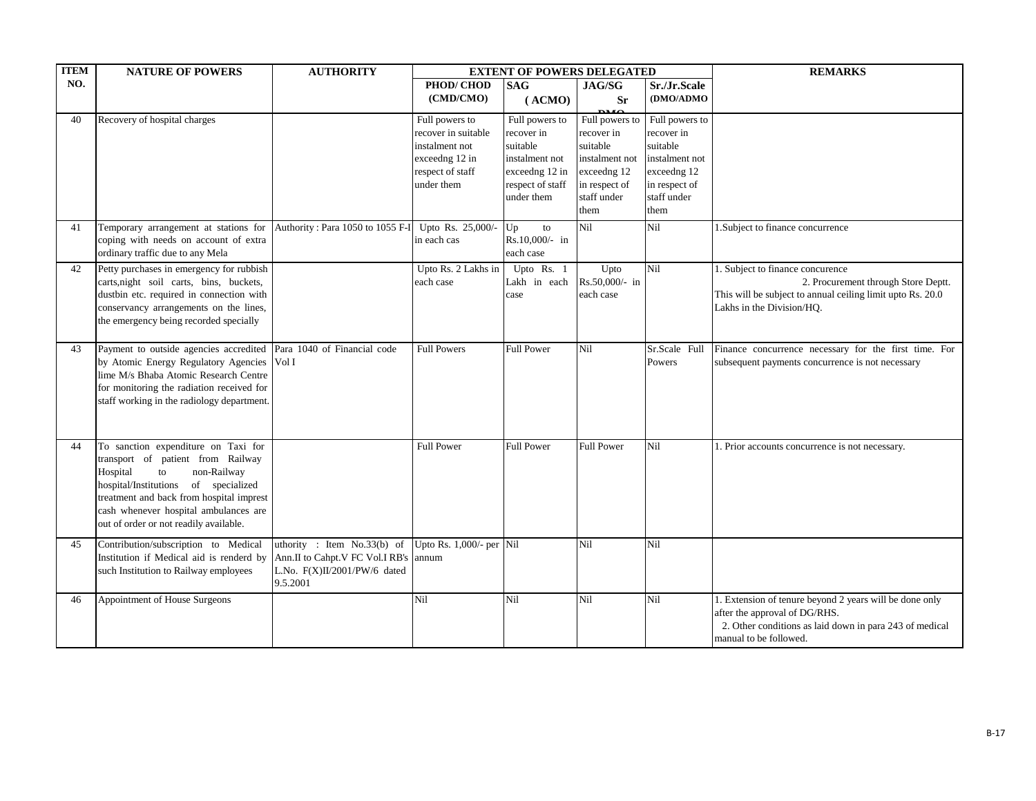| ITEM NO. | NATURE OF POWERS | AUTHORITY | EXTENT OF POWERS DELEGATED | | | | REMARKS |
|---|---|---|---|---|---|---|---|
| | | | PHOD/ CHOD (CMD/CMO) | SAG ( ACMO) | JAG/SG Sr DMO | Sr./Jr.Scale (DMO/ADMO | |
| 40 | Recovery of hospital charges | | Full powers to recover in suitable instalment not exceedng 12 in respect of staff under them | Full powers to recover in suitable instalment not exceedng 12 in respect of staff under them | Full powers to recover in suitable instalment not exceedng 12 in respect of staff under them | Full powers to recover in suitable instalment not exceedng 12 in respect of staff under them | |
| 41 | Temporary arrangement at stations for coping with needs on account of extra ordinary traffic due to any Mela | Authority : Para 1050 to 1055 F-I | Upto Rs. 25,000/- in each cas | Up to Rs.10,000/- in each case | Nil | Nil | 1.Subject to finance concurrence |
| 42 | Petty purchases in emergency for rubbish carts,night soil carts, bins, buckets, dustbin etc. required in connection with conservancy arrangements on the lines, the emergency being recorded specially | | Upto Rs. 2 Lakhs in each case | Upto Rs. 1 Lakh in each case | Upto Rs.50,000/- in each case | Nil | 1. Subject to finance concurence 2. Procurement through Store Deptt. This will be subject to annual ceiling limit upto Rs. 20.0 Lakhs in the Division/HQ. |
| 43 | Payment to outside agencies accredited by Atomic Energy Regulatory Agencies lime M/s Bhaba Atomic Research Centre for monitoring the radiation received for staff working in the radiology department. | Para 1040 of Financial code Vol I | Full Powers | Full Power | Nil | Sr.Scale Full Powers | Finance concurrence necessary for the first time. For subsequent payments concurrence is not necessary |
| 44 | To sanction expenditure on Taxi for transport of patient from Railway Hospital to non-Railway hospital/Institutions of specialized treatment and back from hospital imprest cash whenever hospital ambulances are out of order or not readily available. | | Full Power | Full Power | Full Power | Nil | 1. Prior accounts concurrence is not necessary. |
| 45 | Contribution/subscription to Medical Institution if Medical aid is renderd by such Institution to Railway employees | uthority : Item No.33(b) of Ann.II to Cahpt.V FC Vol.I RB's L.No. F(X)II/2001/PW/6 dated 9.5.2001 | Upto Rs. 1,000/- per annum | Nil | Nil | Nil | |
| 46 | Appointment of House Surgeons | | Nil | Nil | Nil | Nil | 1. Extension of tenure beyond 2 years will be done only after the approval of DG/RHS. 2. Other conditions as laid down in para 243 of medical manual to be followed. |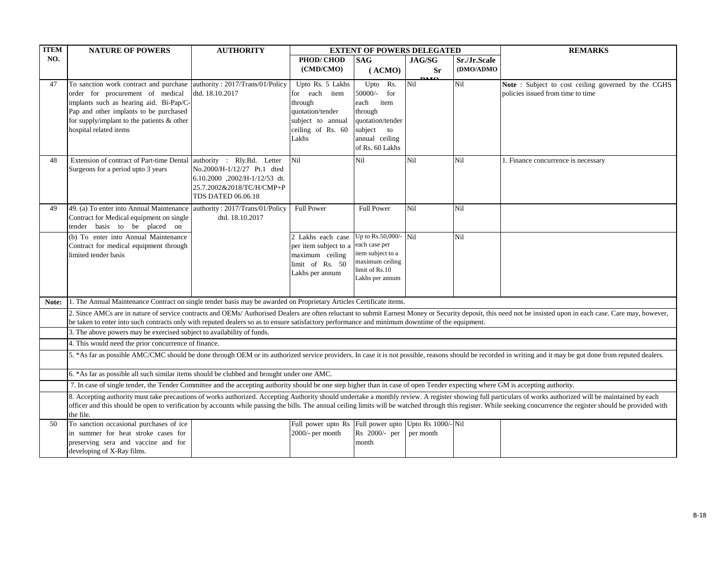| ITEM NO. | NATURE OF POWERS | AUTHORITY | EXTENT OF POWERS DELEGATED | | | | REMARKS |
|---|---|---|---|---|---|---|---|
| | | | PHOD/ CHOD (CMD/CMO) | SAG (ACMO) | JAG/SG Sr DMO | Sr./Jr.Scale (DMO/ADMO | |
| 47 | To sanction work contract and purchase order for procurement of medical implants such as hearing aid. Bi-Pap/C-Pap and other implants to be purchased for supply/implant to the patients & other hospital related items | authority : 2017/Trans/01/Policy dtd. 18.10.2017 | Upto Rs. 5 Lakhs for each item through quotation/tender subject to annual ceiling of Rs. 60 Lakhs | Upto Rs. 50000/- for each item through quotation/tender subject to annual ceiling of Rs. 60 Lakhs | Nil | Nil | **Note** : Subject to cost ceiling governed by the CGHS policies issued from time to time |
| 48 | Extension of contract of Part-time Dental Surgeons for a period upto 3 years | authority : Rly.Bd. Letter No.2000/H-1/12/27 Pt.1 dted 6.10.2000 ,2002/H-1/12/53 dt. 25.7.2002&2018/TC/H/CMP+P TDS DATED 06.06.18 | Nil | Nil | Nil | Nil | 1. Finance concurrence is necessary |
| 49 | 49. (a) To enter into Annual Maintenance Contract for Medical equipment on single tender basis to be placed on | authority : 2017/Trans/01/Policy dtd. 18.10.2017 | Full Power | Full Power | Nil | Nil | |
| | (b) To enter into Annual Maintenance Contract for medical equipment through limited tender basis | | 2 Lakhs each case per item subject to a maximum ceiling limit of Rs. 50 Lakhs per annum | Up to Rs.50,000/- each case per item subject to a maximum ceiling limit of Rs.10 Lakhs per annum | Nil | Nil | |
| Note: | 1. The Annual Maintenance Contract on single tender basis may be awarded on Proprietary Articles Certificate items. | | | | | | |
| | 2. Since AMCs are in nature of service contracts and OEMs/ Authorised Dealers are often reluctant to submit Earnest Money or Security deposit, this need not be insisted upon in each case. Care may, however, be taken to enter into such contracts only with reputed dealers so as to ensure satisfactory performance and minimum downtime of the equipment. | | | | | | |
| | 3. The above powers may be exercised subject to availability of funds. | | | | | | |
| | 4. This would need the prior concurrence of finance. | | | | | | |
| | 5. *As far as possible AMC/CMC should be done through OEM or its authorized service providers. In case it is not possible, reasons should be recorded in writing and it may be got done from reputed dealers. | | | | | | |
| | 6. *As far as possible all such similar items should be clubbed and brought under one AMC. | | | | | | |
| | 7. In case of single tender, the Tender Committee and the accepting authority should be one step higher than in case of open Tender expecting where GM is accepting authority. | | | | | | |
| | 8. Accepting authority must take precautions of works authorized. Accepting Authority should undertake a monthly review. A register showing full particulars of works authorized will be maintained by each officer and this should be open to verification by accounts while passing the bills. The annual ceiling limits will be watched through this register. While seeking concurrence the register should be provided with the file. | | | | | | |
| 50 | To sanction occasional purchases of ice in summer for heat stroke cases for preserving sera and vaccine and for developing of X-Ray films. | | Full power upto Rs 2000/- per month | Full power upto Rs 2000/- per month | Upto Rs 1000/- per month | Nil | |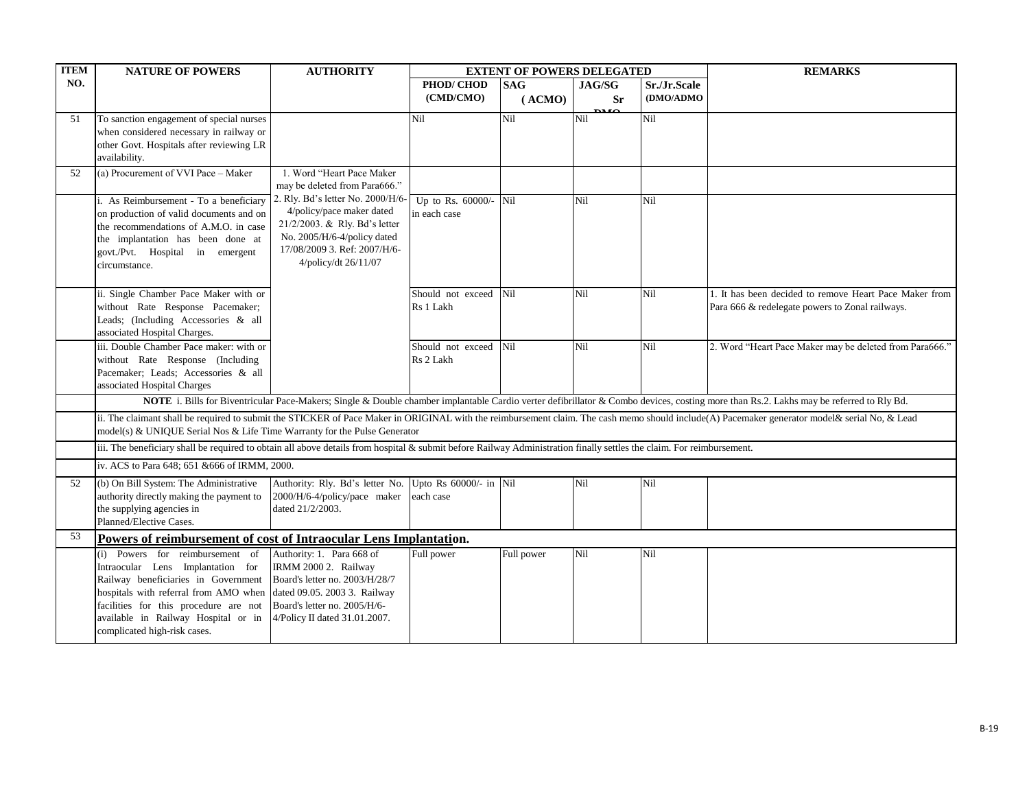| ITEM NO. | NATURE OF POWERS | AUTHORITY | EXTENT OF POWERS DELEGATED | | | | REMARKS |
|---|---|---|---|---|---|---|---|
| | | | PHOD/ CHOD (CMD/CMO) | SAG (ACMO) | JAG/SG Sr DMO | Sr./Jr.Scale (DMO/ADMO | |
| 51 | To sanction engagement of special nurses when considered necessary in railway or other Govt. Hospitals after reviewing LR availability. | | Nil | Nil | Nil | Nil | |
| 52 | (a) Procurement of VVI Pace – Maker | 1. Word "Heart Pace Maker may be deleted from Para666." 2. Rly. Bd's letter No. 2000/H/6-4/policy/pace maker dated 21/2/2003. & Rly. Bd's letter No. 2005/H/6-4/policy dated 17/08/2009 3. Ref: 2007/H/6-4/policy/dt 26/11/07 | | | | | |
| | i. As Reimbursement - To a beneficiary on production of valid documents and on the recommendations of A.M.O. in case the implantation has been done at govt./Pvt. Hospital in emergent circumstance. | | Up to Rs. 60000/- in each case | Nil | Nil | Nil | |
| | ii. Single Chamber Pace Maker with or without Rate Response Pacemaker; Leads; (Including Accessories & all associated Hospital Charges. | | Should not exceed Rs 1 Lakh | Nil | Nil | Nil | 1. It has been decided to remove Heart Pace Maker from Para 666 & redelegate powers to Zonal railways. |
| | iii. Double Chamber Pace maker: with or without Rate Response (Including Pacemaker; Leads; Accessories & all associated Hospital Charges | | Should not exceed Rs 2 Lakh | Nil | Nil | Nil | 2. Word "Heart Pace Maker may be deleted from Para666." |
| | **NOTE** i. Bills for Biventricular Pace-Makers; Single & Double chamber implantable Cardio verter defibrillator & Combo devices, costing more than Rs.2. Lakhs may be referred to Rly Bd. | | | | | | |
| | ii. The claimant shall be required to submit the STICKER of Pace Maker in ORIGINAL with the reimbursement claim. The cash memo should include(A) Pacemaker generator model& serial No, & Lead model(s) & UNIQUE Serial Nos & Life Time Warranty for the Pulse Generator | | | | | | |
| | iii. The beneficiary shall be required to obtain all above details from hospital & submit before Railway Administration finally settles the claim. For reimbursement. | | | | | | |
| | iv. ACS to Para 648; 651 &666 of IRMM, 2000. | | | | | | |
| 52 | (b) On Bill System: The Administrative authority directly making the payment to the supplying agencies in Planned/Elective Cases. | Authority: Rly. Bd's letter No. 2000/H/6-4/policy/pace maker dated 21/2/2003. | Upto Rs 60000/- in each case | Nil | Nil | Nil | |
| 53 | **Powers of reimbursement of cost of Intraocular Lens Implantation.** | | | | | | |
| | (i) Powers for reimbursement of Intraocular Lens Implantation for Railway beneficiaries in Government hospitals with referral from AMO when facilities for this procedure are not available in Railway Hospital or in complicated high-risk cases. | Authority: 1. Para 668 of IRMM 2000 2. Railway Board's letter no. 2003/H/28/7 dated 09.05. 2003 3. Railway Board's letter no. 2005/H/6-4/Policy II dated 31.01.2007. | Full power | Full power | Nil | Nil | |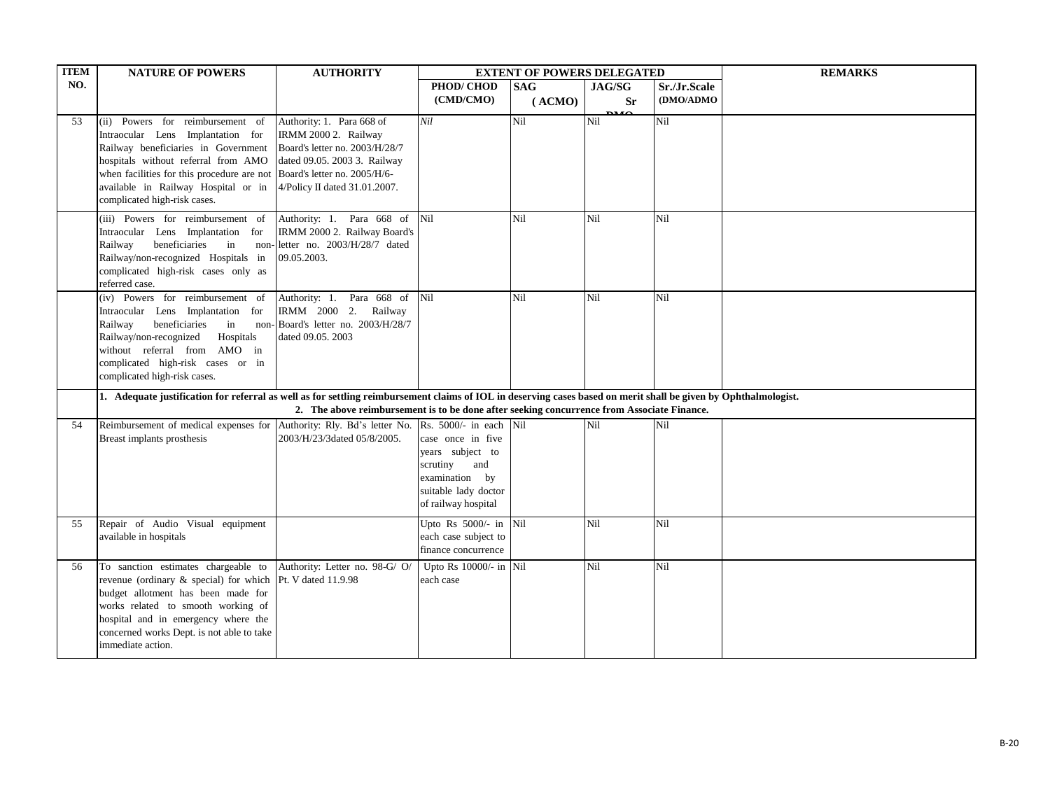| ITEM NO. | NATURE OF POWERS | AUTHORITY | EXTENT OF POWERS DELEGATED | | | | REMARKS |
|---|---|---|---|---|---|---|---|
| | | | PHOD/ CHOD (CMD/CMO) | SAG (ACMO) | JAG/SG Sr DMO | Sr./Jr.Scale (DMO/ADMO | |
| 53 | (ii) Powers for reimbursement of Intraocular Lens Implantation for Railway beneficiaries in Government hospitals without referral from AMO when facilities for this procedure are not available in Railway Hospital or in complicated high-risk cases. | Authority: 1. Para 668 of IRMM 2000 2. Railway Board's letter no. 2003/H/28/7 dated 09.05. 2003 3. Railway Board's letter no. 2005/H/6-4/Policy II dated 31.01.2007. | *Nil* | Nil | Nil | Nil | |
| | (iii) Powers for reimbursement of Intraocular Lens Implantation for Railway beneficiaries in non-Railway/non-recognized Hospitals in complicated high-risk cases only as referred case. | Authority: 1. Para 668 of IRMM 2000 2. Railway Board's letter no. 2003/H/28/7 dated 09.05.2003. | Nil | Nil | Nil | Nil | |
| | (iv) Powers for reimbursement of Intraocular Lens Implantation for Railway beneficiaries in non-Railway/non-recognized Hospitals without referral from AMO in complicated high-risk cases or in complicated high-risk cases. | Authority: 1. Para 668 of IRMM 2000 2. Railway Board's letter no. 2003/H/28/7 dated 09.05. 2003 | Nil | Nil | Nil | Nil | |
| | **1. Adequate justification for referral as well as for settling reimbursement claims of IOL in deserving cases based on merit shall be given by Ophthalmologist. 2. The above reimbursement is to be done after seeking concurrence from Associate Finance.** | | | | | | |
| 54 | Reimbursement of medical expenses for Breast implants prosthesis | Authority: Rly. Bd's letter No. 2003/H/23/3dated 05/8/2005. | Rs. 5000/- in each case once in five years subject to scrutiny and examination by suitable lady doctor of railway hospital | Nil | Nil | Nil | |
| 55 | Repair of Audio Visual equipment available in hospitals | | Upto Rs 5000/- in each case subject to finance concurrence | Nil | Nil | Nil | |
| 56 | To sanction estimates chargeable to revenue (ordinary & special) for which budget allotment has been made for works related to smooth working of hospital and in emergency where the concerned works Dept. is not able to take immediate action. | Authority: Letter no. 98-G/ O/ Pt. V dated 11.9.98 | Upto Rs 10000/- in each case | Nil | Nil | Nil | |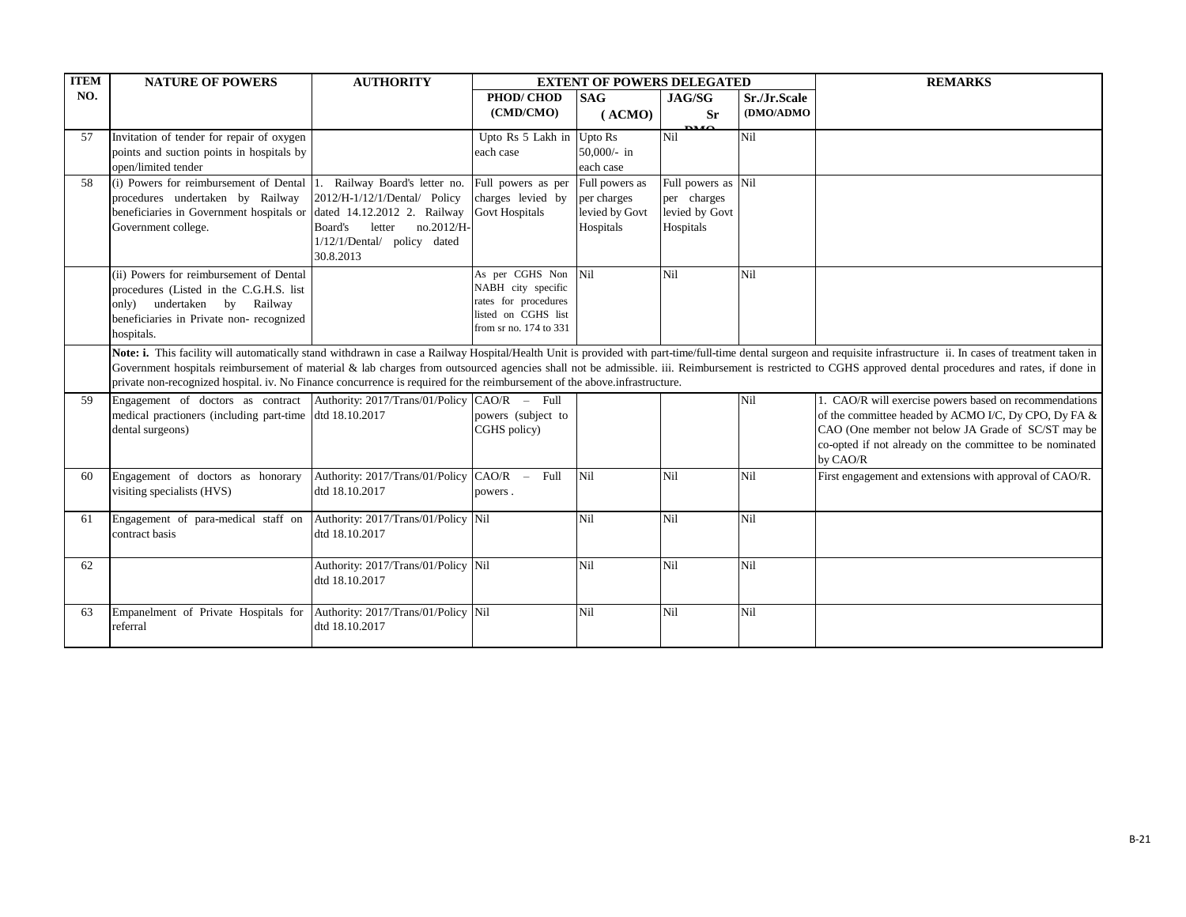| ITEM NO. | NATURE OF POWERS | AUTHORITY | EXTENT OF POWERS DELEGATED | | | | REMARKS |
|---|---|---|---|---|---|---|---|
| | | | PHOD/ CHOD (CMD/CMO) | SAG ( ACMO) | JAG/SG Sr DMO | Sr./Jr.Scale (DMO/ADMO | |
| 57 | Invitation of tender for repair of oxygen points and suction points in hospitals by open/limited tender | | Upto Rs 5 Lakh in each case | Upto Rs 50,000/- in each case | Nil | Nil | |
| 58 | (i) Powers for reimbursement of Dental procedures undertaken by Railway beneficiaries in Government hospitals or Government college. | 1. Railway Board's letter no. 2012/H-1/12/1/Dental/ Policy dated 14.12.2012 2. Railway Board's letter no.2012/H-1/12/1/Dental/ policy dated 30.8.2013 | Full powers as per charges levied by Govt Hospitals | Full powers as per charges levied by Govt Hospitals | Full powers as per charges levied by Govt Hospitals | Nil | |
| | (ii) Powers for reimbursement of Dental procedures (Listed in the C.G.H.S. list only) undertaken by Railway beneficiaries in Private non- recognized hospitals. | | As per CGHS Non NABH city specific rates for procedures listed on CGHS list from sr no. 174 to 331 | Nil | Nil | Nil | |
| | **Note: i.** This facility will automatically stand withdrawn in case a Railway Hospital/Health Unit is provided with part-time/full-time dental surgeon and requisite infrastructure ii. In cases of treatment taken in Government hospitals reimbursement of material & lab charges from outsourced agencies shall not be admissible. iii. Reimbursement is restricted to CGHS approved dental procedures and rates, if done in private non-recognized hospital. iv. No Finance concurrence is required for the reimbursement of the above.infrastructure. | | | | | | |
| 59 | Engagement of doctors as contract medical practioners (including part-time dental surgeons) | Authority: 2017/Trans/01/Policy dtd 18.10.2017 | CAO/R – Full powers (subject to CGHS policy) | | | Nil | 1. CAO/R will exercise powers based on recommendations of the committee headed by ACMO I/C, Dy CPO, Dy FA & CAO (One member not below JA Grade of SC/ST may be co-opted if not already on the committee to be nominated by CAO/R |
| 60 | Engagement of doctors as honorary visiting specialists (HVS) | Authority: 2017/Trans/01/Policy dtd 18.10.2017 | CAO/R – Full powers . | Nil | Nil | Nil | First engagement and extensions with approval of CAO/R. |
| 61 | Engagement of para-medical staff on contract basis | Authority: 2017/Trans/01/Policy dtd 18.10.2017 | Nil | Nil | Nil | Nil | |
| 62 | | Authority: 2017/Trans/01/Policy dtd 18.10.2017 | Nil | Nil | Nil | Nil | |
| 63 | Empanelment of Private Hospitals for referral | Authority: 2017/Trans/01/Policy dtd 18.10.2017 | Nil | Nil | Nil | Nil | |